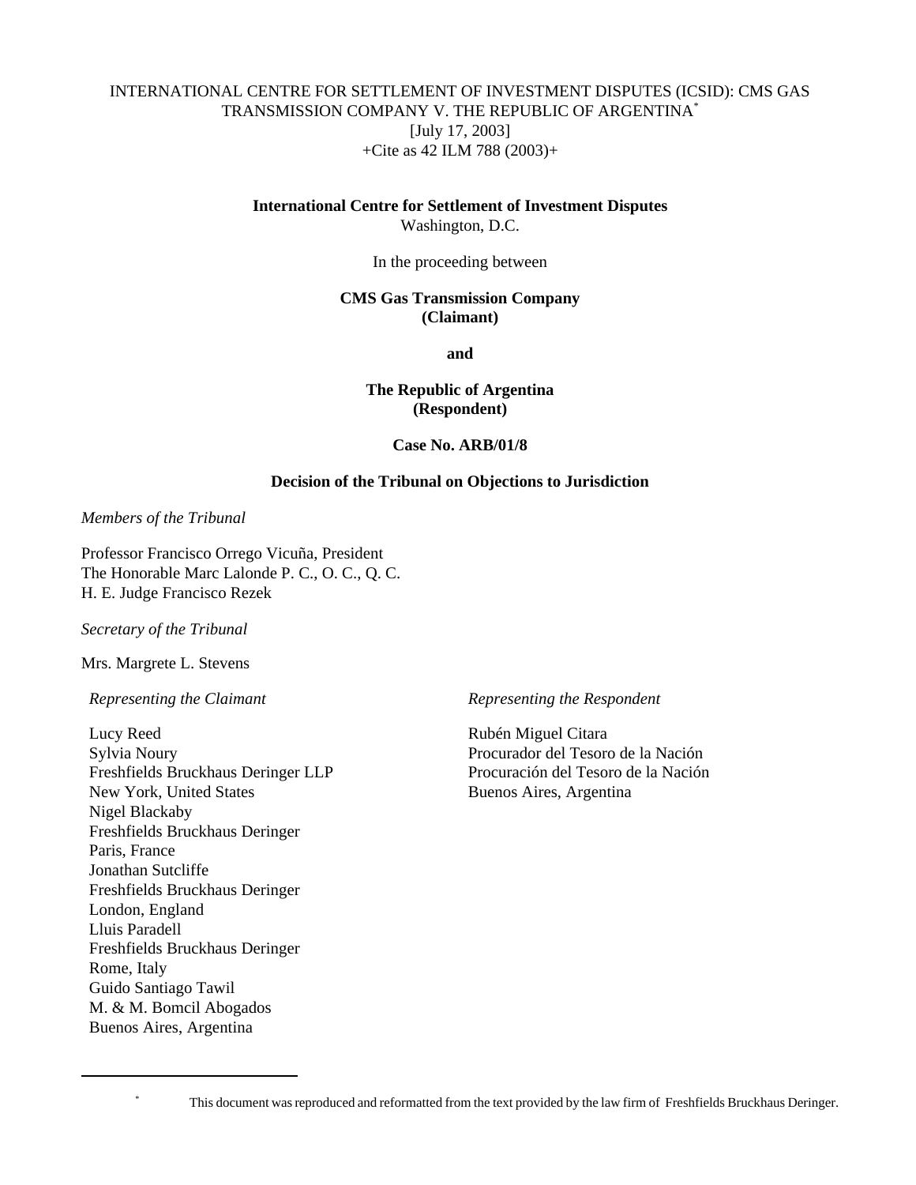INTERNATIONAL CENTRE FOR SETTLEMENT OF INVESTMENT DISPUTES (ICSID): CMS GAS TRANSMISSION COMPANY V. THE REPUBLIC OF ARGENTINA[*]
[July 17, 2003]
+Cite as 42 ILM 788 (2003)+

**International Centre for Settlement of Investment Disputes**
Washington, D.C.

In the proceeding between

**CMS Gas Transmission Company**
**(Claimant)**

**and**

**The Republic of Argentina**
**(Respondent)**

**Case No. ARB/01/8**

**Decision of the Tribunal on Objections to Jurisdiction**

*Members of the Tribunal*

Professor Francisco Orrego Vicuña, President
The Honorable Marc Lalonde P. C., O. C., Q. C.
H. E. Judge Francisco Rezek

*Secretary of the Tribunal*

Mrs. Margrete L. Stevens

*Representing the Claimant*

Lucy Reed
Sylvia Noury
Freshfields Bruckhaus Deringer LLP
New York, United States
Nigel Blackaby
Freshfields Bruckhaus Deringer
Paris, France
Jonathan Sutcliffe
Freshfields Bruckhaus Deringer
London, England
Lluis Paradell
Freshfields Bruckhaus Deringer
Rome, Italy
Guido Santiago Tawil
M. & M. Bomcil Abogados
Buenos Aires, Argentina

*Representing the Respondent*

Rubén Miguel Citara
Procurador del Tesoro de la Nación
Procuración del Tesoro de la Nación
Buenos Aires, Argentina

---

[*] This document was reproduced and reformatted from the text provided by the law firm of Freshfields Bruckhaus Deringer.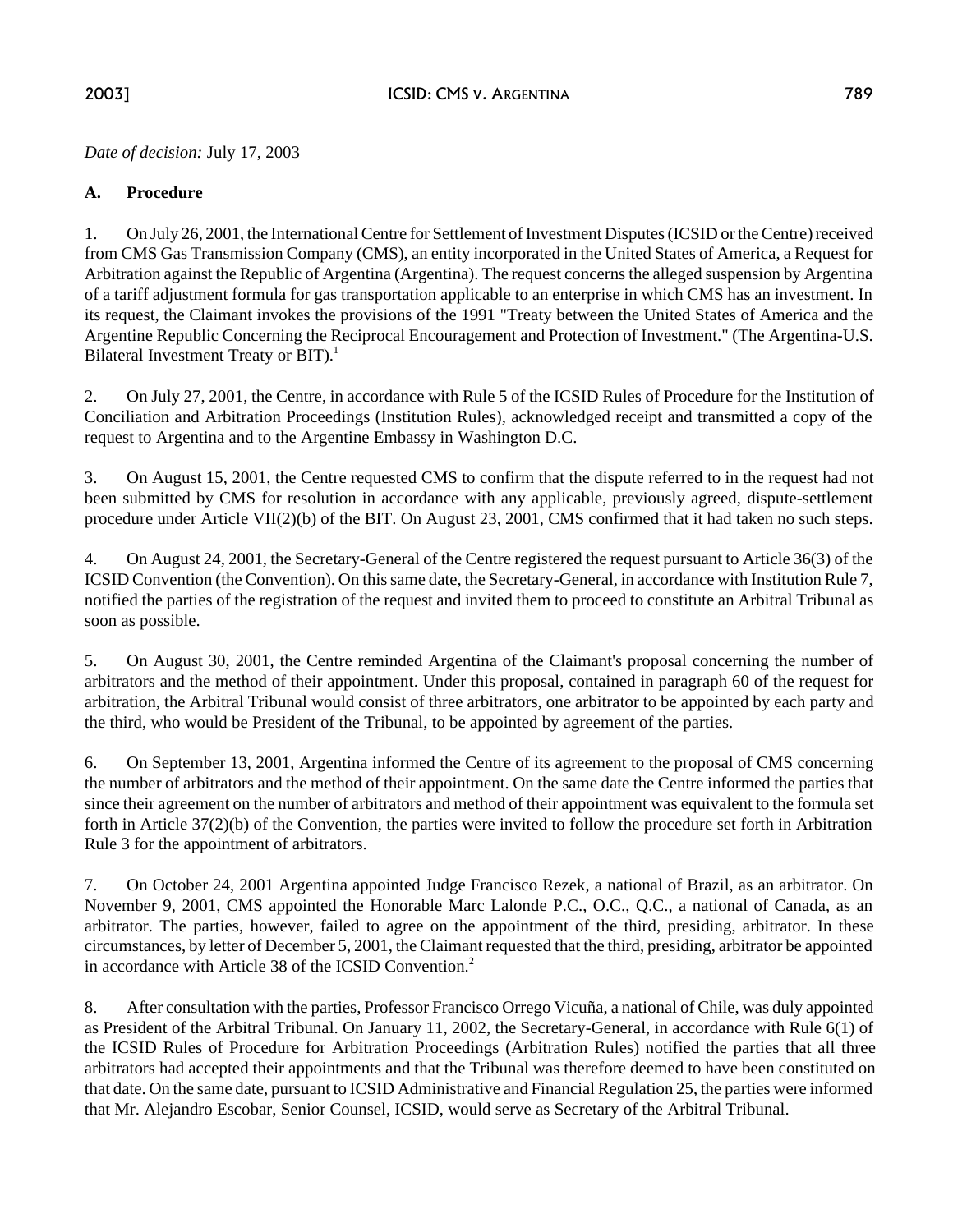*Date of decision:* July 17, 2003

**A. Procedure**

1. On July 26, 2001, the International Centre for Settlement of Investment Disputes (ICSID or the Centre) received from CMS Gas Transmission Company (CMS), an entity incorporated in the United States of America, a Request for Arbitration against the Republic of Argentina (Argentina). The request concerns the alleged suspension by Argentina of a tariff adjustment formula for gas transportation applicable to an enterprise in which CMS has an investment. In its request, the Claimant invokes the provisions of the 1991 "Treaty between the United States of America and the Argentine Republic Concerning the Reciprocal Encouragement and Protection of Investment." (The Argentina-U.S. Bilateral Investment Treaty or BIT).[1]

2. On July 27, 2001, the Centre, in accordance with Rule 5 of the ICSID Rules of Procedure for the Institution of Conciliation and Arbitration Proceedings (Institution Rules), acknowledged receipt and transmitted a copy of the request to Argentina and to the Argentine Embassy in Washington D.C.

3. On August 15, 2001, the Centre requested CMS to confirm that the dispute referred to in the request had not been submitted by CMS for resolution in accordance with any applicable, previously agreed, dispute-settlement procedure under Article VII(2)(b) of the BIT. On August 23, 2001, CMS confirmed that it had taken no such steps.

4. On August 24, 2001, the Secretary-General of the Centre registered the request pursuant to Article 36(3) of the ICSID Convention (the Convention). On this same date, the Secretary-General, in accordance with Institution Rule 7, notified the parties of the registration of the request and invited them to proceed to constitute an Arbitral Tribunal as soon as possible.

5. On August 30, 2001, the Centre reminded Argentina of the Claimant's proposal concerning the number of arbitrators and the method of their appointment. Under this proposal, contained in paragraph 60 of the request for arbitration, the Arbitral Tribunal would consist of three arbitrators, one arbitrator to be appointed by each party and the third, who would be President of the Tribunal, to be appointed by agreement of the parties.

6. On September 13, 2001, Argentina informed the Centre of its agreement to the proposal of CMS concerning the number of arbitrators and the method of their appointment. On the same date the Centre informed the parties that since their agreement on the number of arbitrators and method of their appointment was equivalent to the formula set forth in Article 37(2)(b) of the Convention, the parties were invited to follow the procedure set forth in Arbitration Rule 3 for the appointment of arbitrators.

7. On October 24, 2001 Argentina appointed Judge Francisco Rezek, a national of Brazil, as an arbitrator. On November 9, 2001, CMS appointed the Honorable Marc Lalonde P.C., O.C., Q.C., a national of Canada, as an arbitrator. The parties, however, failed to agree on the appointment of the third, presiding, arbitrator. In these circumstances, by letter of December 5, 2001, the Claimant requested that the third, presiding, arbitrator be appointed in accordance with Article 38 of the ICSID Convention.[2]

8. After consultation with the parties, Professor Francisco Orrego Vicuña, a national of Chile, was duly appointed as President of the Arbitral Tribunal. On January 11, 2002, the Secretary-General, in accordance with Rule 6(1) of the ICSID Rules of Procedure for Arbitration Proceedings (Arbitration Rules) notified the parties that all three arbitrators had accepted their appointments and that the Tribunal was therefore deemed to have been constituted on that date. On the same date, pursuant to ICSID Administrative and Financial Regulation 25, the parties were informed that Mr. Alejandro Escobar, Senior Counsel, ICSID, would serve as Secretary of the Arbitral Tribunal.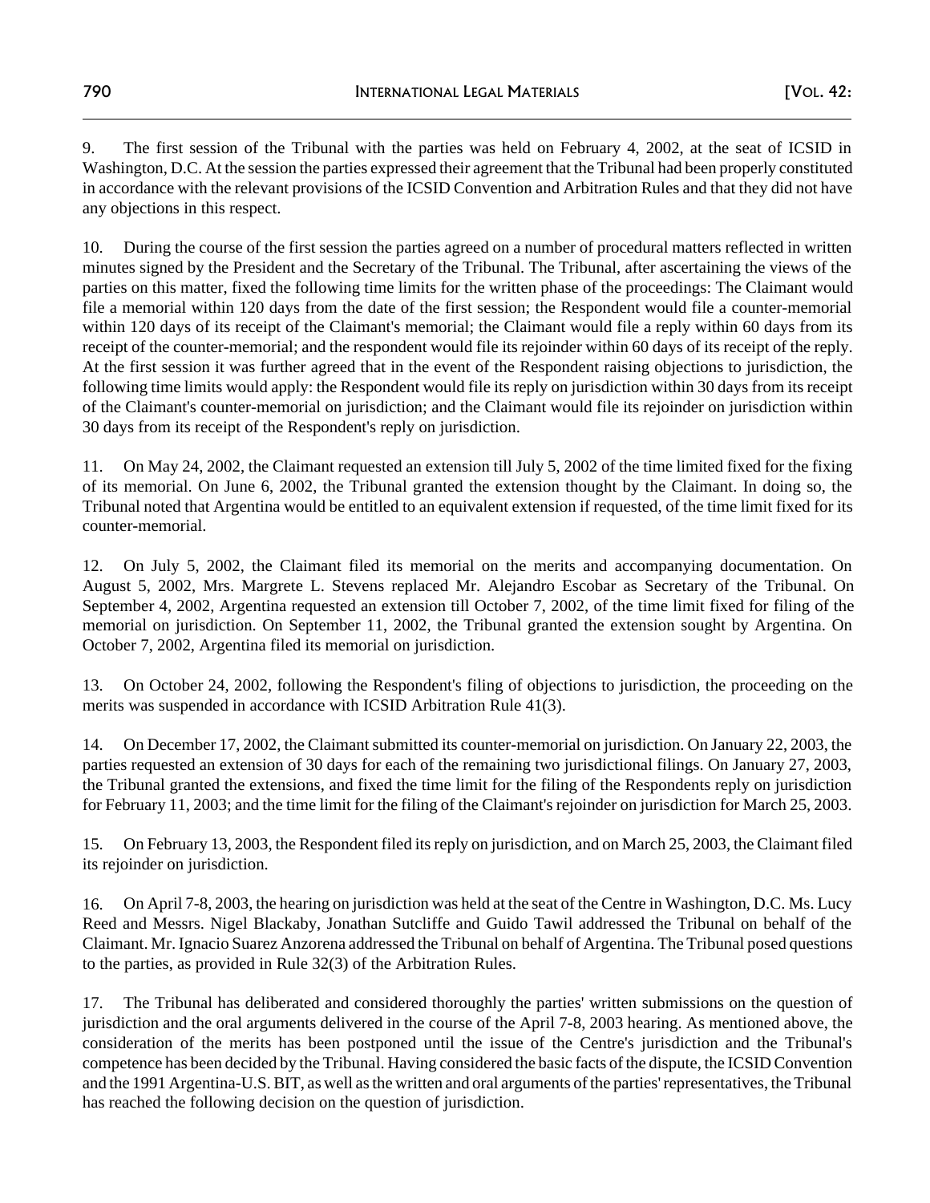9. The first session of the Tribunal with the parties was held on February 4, 2002, at the seat of ICSID in Washington, D.C. At the session the parties expressed their agreement that the Tribunal had been properly constituted in accordance with the relevant provisions of the ICSID Convention and Arbitration Rules and that they did not have any objections in this respect.

10. During the course of the first session the parties agreed on a number of procedural matters reflected in written minutes signed by the President and the Secretary of the Tribunal. The Tribunal, after ascertaining the views of the parties on this matter, fixed the following time limits for the written phase of the proceedings: The Claimant would file a memorial within 120 days from the date of the first session; the Respondent would file a counter-memorial within 120 days of its receipt of the Claimant's memorial; the Claimant would file a reply within 60 days from its receipt of the counter-memorial; and the respondent would file its rejoinder within 60 days of its receipt of the reply. At the first session it was further agreed that in the event of the Respondent raising objections to jurisdiction, the following time limits would apply: the Respondent would file its reply on jurisdiction within 30 days from its receipt of the Claimant's counter-memorial on jurisdiction; and the Claimant would file its rejoinder on jurisdiction within 30 days from its receipt of the Respondent's reply on jurisdiction.

11. On May 24, 2002, the Claimant requested an extension till July 5, 2002 of the time limited fixed for the fixing of its memorial. On June 6, 2002, the Tribunal granted the extension thought by the Claimant. In doing so, the Tribunal noted that Argentina would be entitled to an equivalent extension if requested, of the time limit fixed for its counter-memorial.

12. On July 5, 2002, the Claimant filed its memorial on the merits and accompanying documentation. On August 5, 2002, Mrs. Margrete L. Stevens replaced Mr. Alejandro Escobar as Secretary of the Tribunal. On September 4, 2002, Argentina requested an extension till October 7, 2002, of the time limit fixed for filing of the memorial on jurisdiction. On September 11, 2002, the Tribunal granted the extension sought by Argentina. On October 7, 2002, Argentina filed its memorial on jurisdiction.

13. On October 24, 2002, following the Respondent's filing of objections to jurisdiction, the proceeding on the merits was suspended in accordance with ICSID Arbitration Rule 41(3).

14. On December 17, 2002, the Claimant submitted its counter-memorial on jurisdiction. On January 22, 2003, the parties requested an extension of 30 days for each of the remaining two jurisdictional filings. On January 27, 2003, the Tribunal granted the extensions, and fixed the time limit for the filing of the Respondents reply on jurisdiction for February 11, 2003; and the time limit for the filing of the Claimant's rejoinder on jurisdiction for March 25, 2003.

15. On February 13, 2003, the Respondent filed its reply on jurisdiction, and on March 25, 2003, the Claimant filed its rejoinder on jurisdiction.

16. On April 7-8, 2003, the hearing on jurisdiction was held at the seat of the Centre in Washington, D.C. Ms. Lucy Reed and Messrs. Nigel Blackaby, Jonathan Sutcliffe and Guido Tawil addressed the Tribunal on behalf of the Claimant. Mr. Ignacio Suarez Anzorena addressed the Tribunal on behalf of Argentina. The Tribunal posed questions to the parties, as provided in Rule 32(3) of the Arbitration Rules.

17. The Tribunal has deliberated and considered thoroughly the parties' written submissions on the question of jurisdiction and the oral arguments delivered in the course of the April 7-8, 2003 hearing. As mentioned above, the consideration of the merits has been postponed until the issue of the Centre's jurisdiction and the Tribunal's competence has been decided by the Tribunal. Having considered the basic facts of the dispute, the ICSID Convention and the 1991 Argentina-U.S. BIT, as well as the written and oral arguments of the parties' representatives, the Tribunal has reached the following decision on the question of jurisdiction.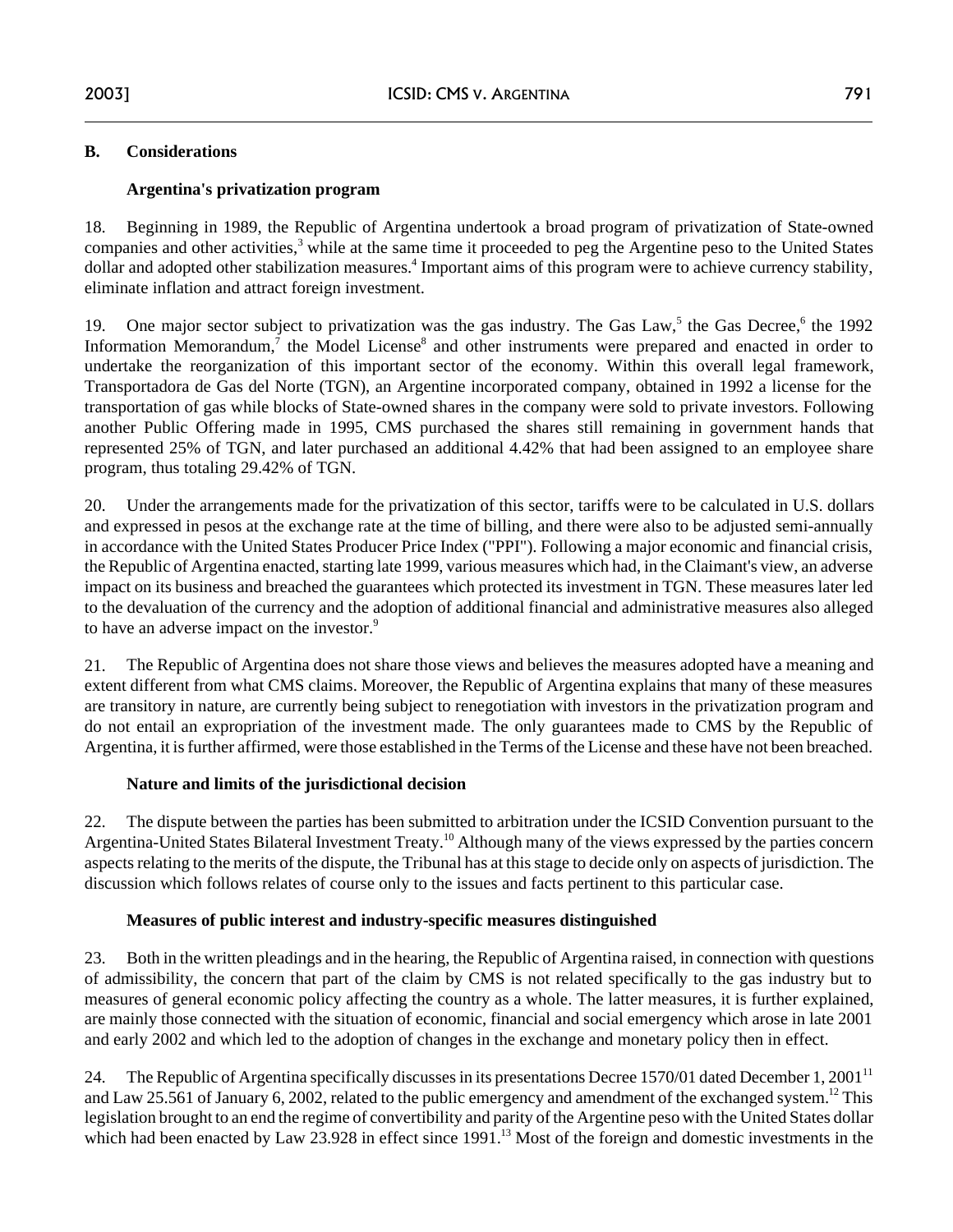## B. Considerations

### Argentina's privatization program

18. Beginning in 1989, the Republic of Argentina undertook a broad program of privatization of State-owned companies and other activities,[3] while at the same time it proceeded to peg the Argentine peso to the United States dollar and adopted other stabilization measures.[4] Important aims of this program were to achieve currency stability, eliminate inflation and attract foreign investment.

19. One major sector subject to privatization was the gas industry. The Gas Law,[5] the Gas Decree,[6] the 1992 Information Memorandum,[7] the Model License[8] and other instruments were prepared and enacted in order to undertake the reorganization of this important sector of the economy. Within this overall legal framework, Transportadora de Gas del Norte (TGN), an Argentine incorporated company, obtained in 1992 a license for the transportation of gas while blocks of State-owned shares in the company were sold to private investors. Following another Public Offering made in 1995, CMS purchased the shares still remaining in government hands that represented 25% of TGN, and later purchased an additional 4.42% that had been assigned to an employee share program, thus totaling 29.42% of TGN.

20. Under the arrangements made for the privatization of this sector, tariffs were to be calculated in U.S. dollars and expressed in pesos at the exchange rate at the time of billing, and there were also to be adjusted semi-annually in accordance with the United States Producer Price Index ("PPI"). Following a major economic and financial crisis, the Republic of Argentina enacted, starting late 1999, various measures which had, in the Claimant's view, an adverse impact on its business and breached the guarantees which protected its investment in TGN. These measures later led to the devaluation of the currency and the adoption of additional financial and administrative measures also alleged to have an adverse impact on the investor.[9]

21. The Republic of Argentina does not share those views and believes the measures adopted have a meaning and extent different from what CMS claims. Moreover, the Republic of Argentina explains that many of these measures are transitory in nature, are currently being subject to renegotiation with investors in the privatization program and do not entail an expropriation of the investment made. The only guarantees made to CMS by the Republic of Argentina, it is further affirmed, were those established in the Terms of the License and these have not been breached.

### Nature and limits of the jurisdictional decision

22. The dispute between the parties has been submitted to arbitration under the ICSID Convention pursuant to the Argentina-United States Bilateral Investment Treaty.[10] Although many of the views expressed by the parties concern aspects relating to the merits of the dispute, the Tribunal has at this stage to decide only on aspects of jurisdiction. The discussion which follows relates of course only to the issues and facts pertinent to this particular case.

### Measures of public interest and industry-specific measures distinguished

23. Both in the written pleadings and in the hearing, the Republic of Argentina raised, in connection with questions of admissibility, the concern that part of the claim by CMS is not related specifically to the gas industry but to measures of general economic policy affecting the country as a whole. The latter measures, it is further explained, are mainly those connected with the situation of economic, financial and social emergency which arose in late 2001 and early 2002 and which led to the adoption of changes in the exchange and monetary policy then in effect.

24. The Republic of Argentina specifically discusses in its presentations Decree 1570/01 dated December 1, 2001[11] and Law 25.561 of January 6, 2002, related to the public emergency and amendment of the exchanged system.[12] This legislation brought to an end the regime of convertibility and parity of the Argentine peso with the United States dollar which had been enacted by Law 23.928 in effect since 1991.[13] Most of the foreign and domestic investments in the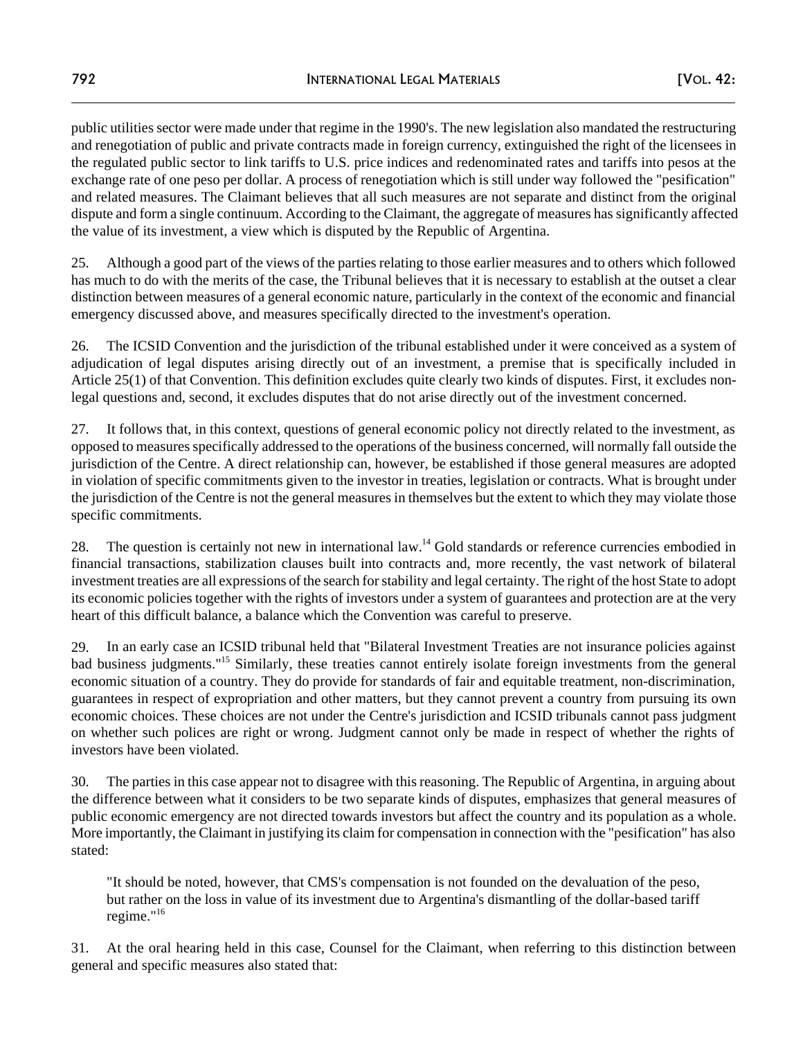public utilities sector were made under that regime in the 1990's. The new legislation also mandated the restructuring and renegotiation of public and private contracts made in foreign currency, extinguished the right of the licensees in the regulated public sector to link tariffs to U.S. price indices and redenominated rates and tariffs into pesos at the exchange rate of one peso per dollar. A process of renegotiation which is still under way followed the "pesification" and related measures. The Claimant believes that all such measures are not separate and distinct from the original dispute and form a single continuum. According to the Claimant, the aggregate of measures has significantly affected the value of its investment, a view which is disputed by the Republic of Argentina.

25. Although a good part of the views of the parties relating to those earlier measures and to others which followed has much to do with the merits of the case, the Tribunal believes that it is necessary to establish at the outset a clear distinction between measures of a general economic nature, particularly in the context of the economic and financial emergency discussed above, and measures specifically directed to the investment's operation.

26. The ICSID Convention and the jurisdiction of the tribunal established under it were conceived as a system of adjudication of legal disputes arising directly out of an investment, a premise that is specifically included in Article 25(1) of that Convention. This definition excludes quite clearly two kinds of disputes. First, it excludes non-legal questions and, second, it excludes disputes that do not arise directly out of the investment concerned.

27. It follows that, in this context, questions of general economic policy not directly related to the investment, as opposed to measures specifically addressed to the operations of the business concerned, will normally fall outside the jurisdiction of the Centre. A direct relationship can, however, be established if those general measures are adopted in violation of specific commitments given to the investor in treaties, legislation or contracts. What is brought under the jurisdiction of the Centre is not the general measures in themselves but the extent to which they may violate those specific commitments.

28. The question is certainly not new in international law.[14] Gold standards or reference currencies embodied in financial transactions, stabilization clauses built into contracts and, more recently, the vast network of bilateral investment treaties are all expressions of the search for stability and legal certainty. The right of the host State to adopt its economic policies together with the rights of investors under a system of guarantees and protection are at the very heart of this difficult balance, a balance which the Convention was careful to preserve.

29. In an early case an ICSID tribunal held that "Bilateral Investment Treaties are not insurance policies against bad business judgments."[15] Similarly, these treaties cannot entirely isolate foreign investments from the general economic situation of a country. They do provide for standards of fair and equitable treatment, non-discrimination, guarantees in respect of expropriation and other matters, but they cannot prevent a country from pursuing its own economic choices. These choices are not under the Centre's jurisdiction and ICSID tribunals cannot pass judgment on whether such polices are right or wrong. Judgment cannot only be made in respect of whether the rights of investors have been violated.

30. The parties in this case appear not to disagree with this reasoning. The Republic of Argentina, in arguing about the difference between what it considers to be two separate kinds of disputes, emphasizes that general measures of public economic emergency are not directed towards investors but affect the country and its population as a whole. More importantly, the Claimant in justifying its claim for compensation in connection with the "pesification" has also stated:

> "It should be noted, however, that CMS's compensation is not founded on the devaluation of the peso, but rather on the loss in value of its investment due to Argentina's dismantling of the dollar-based tariff regime."[16]

31. At the oral hearing held in this case, Counsel for the Claimant, when referring to this distinction between general and specific measures also stated that: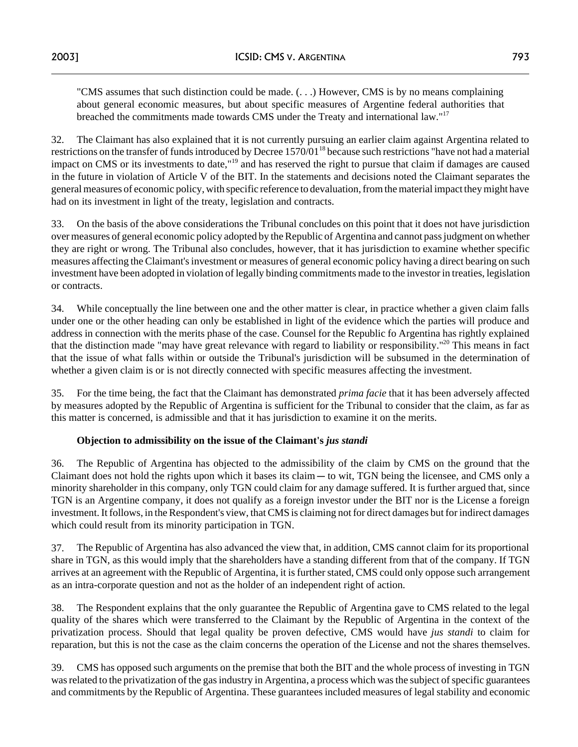"CMS assumes that such distinction could be made. (. . .) However, CMS is by no means complaining about general economic measures, but about specific measures of Argentine federal authorities that breached the commitments made towards CMS under the Treaty and international law."[17]

32. The Claimant has also explained that it is not currently pursuing an earlier claim against Argentina related to restrictions on the transfer of funds introduced by Decree 1570/01[18] because such restrictions "have not had a material impact on CMS or its investments to date,"[19] and has reserved the right to pursue that claim if damages are caused in the future in violation of Article V of the BIT. In the statements and decisions noted the Claimant separates the general measures of economic policy, with specific reference to devaluation, from the material impact they might have had on its investment in light of the treaty, legislation and contracts.

33. On the basis of the above considerations the Tribunal concludes on this point that it does not have jurisdiction over measures of general economic policy adopted by the Republic of Argentina and cannot pass judgment on whether they are right or wrong. The Tribunal also concludes, however, that it has jurisdiction to examine whether specific measures affecting the Claimant's investment or measures of general economic policy having a direct bearing on such investment have been adopted in violation of legally binding commitments made to the investor in treaties, legislation or contracts.

34. While conceptually the line between one and the other matter is clear, in practice whether a given claim falls under one or the other heading can only be established in light of the evidence which the parties will produce and address in connection with the merits phase of the case. Counsel for the Republic fo Argentina has rightly explained that the distinction made "may have great relevance with regard to liability or responsibility."[20] This means in fact that the issue of what falls within or outside the Tribunal's jurisdiction will be subsumed in the determination of whether a given claim is or is not directly connected with specific measures affecting the investment.

35. For the time being, the fact that the Claimant has demonstrated *prima facie* that it has been adversely affected by measures adopted by the Republic of Argentina is sufficient for the Tribunal to consider that the claim, as far as this matter is concerned, is admissible and that it has jurisdiction to examine it on the merits.

### Objection to admissibility on the issue of the Claimant's *jus standi*

36. The Republic of Argentina has objected to the admissibility of the claim by CMS on the ground that the Claimant does not hold the rights upon which it bases its claim — to wit, TGN being the licensee, and CMS only a minority shareholder in this company, only TGN could claim for any damage suffered. It is further argued that, since TGN is an Argentine company, it does not qualify as a foreign investor under the BIT nor is the License a foreign investment. It follows, in the Respondent's view, that CMS is claiming not for direct damages but for indirect damages which could result from its minority participation in TGN.

37. The Republic of Argentina has also advanced the view that, in addition, CMS cannot claim for its proportional share in TGN, as this would imply that the shareholders have a standing different from that of the company. If TGN arrives at an agreement with the Republic of Argentina, it is further stated, CMS could only oppose such arrangement as an intra-corporate question and not as the holder of an independent right of action.

38. The Respondent explains that the only guarantee the Republic of Argentina gave to CMS related to the legal quality of the shares which were transferred to the Claimant by the Republic of Argentina in the context of the privatization process. Should that legal quality be proven defective, CMS would have *jus standi* to claim for reparation, but this is not the case as the claim concerns the operation of the License and not the shares themselves.

39. CMS has opposed such arguments on the premise that both the BIT and the whole process of investing in TGN was related to the privatization of the gas industry in Argentina, a process which was the subject of specific guarantees and commitments by the Republic of Argentina. These guarantees included measures of legal stability and economic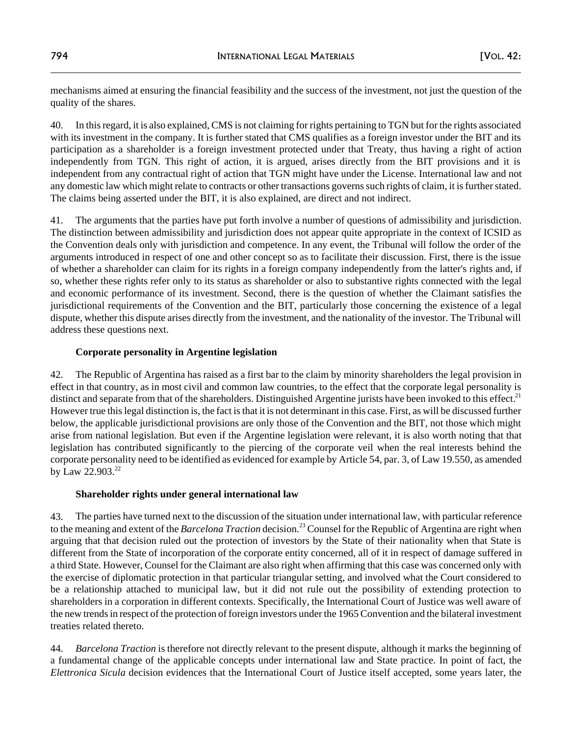mechanisms aimed at ensuring the financial feasibility and the success of the investment, not just the question of the quality of the shares.

40. In this regard, it is also explained, CMS is not claiming for rights pertaining to TGN but for the rights associated with its investment in the company. It is further stated that CMS qualifies as a foreign investor under the BIT and its participation as a shareholder is a foreign investment protected under that Treaty, thus having a right of action independently from TGN. This right of action, it is argued, arises directly from the BIT provisions and it is independent from any contractual right of action that TGN might have under the License. International law and not any domestic law which might relate to contracts or other transactions governs such rights of claim, it is further stated. The claims being asserted under the BIT, it is also explained, are direct and not indirect.

41. The arguments that the parties have put forth involve a number of questions of admissibility and jurisdiction. The distinction between admissibility and jurisdiction does not appear quite appropriate in the context of ICSID as the Convention deals only with jurisdiction and competence. In any event, the Tribunal will follow the order of the arguments introduced in respect of one and other concept so as to facilitate their discussion. First, there is the issue of whether a shareholder can claim for its rights in a foreign company independently from the latter's rights and, if so, whether these rights refer only to its status as shareholder or also to substantive rights connected with the legal and economic performance of its investment. Second, there is the question of whether the Claimant satisfies the jurisdictional requirements of the Convention and the BIT, particularly those concerning the existence of a legal dispute, whether this dispute arises directly from the investment, and the nationality of the investor. The Tribunal will address these questions next.

**Corporate personality in Argentine legislation**

42. The Republic of Argentina has raised as a first bar to the claim by minority shareholders the legal provision in effect in that country, as in most civil and common law countries, to the effect that the corporate legal personality is distinct and separate from that of the shareholders. Distinguished Argentine jurists have been invoked to this effect.[21] However true this legal distinction is, the fact is that it is not determinant in this case. First, as will be discussed further below, the applicable jurisdictional provisions are only those of the Convention and the BIT, not those which might arise from national legislation. But even if the Argentine legislation were relevant, it is also worth noting that that legislation has contributed significantly to the piercing of the corporate veil when the real interests behind the corporate personality need to be identified as evidenced for example by Article 54, par. 3, of Law 19.550, as amended by Law 22.903.[22]

**Shareholder rights under general international law**

43. The parties have turned next to the discussion of the situation under international law, with particular reference to the meaning and extent of the *Barcelona Traction* decision.[23] Counsel for the Republic of Argentina are right when arguing that that decision ruled out the protection of investors by the State of their nationality when that State is different from the State of incorporation of the corporate entity concerned, all of it in respect of damage suffered in a third State. However, Counsel for the Claimant are also right when affirming that this case was concerned only with the exercise of diplomatic protection in that particular triangular setting, and involved what the Court considered to be a relationship attached to municipal law, but it did not rule out the possibility of extending protection to shareholders in a corporation in different contexts. Specifically, the International Court of Justice was well aware of the new trends in respect of the protection of foreign investors under the 1965 Convention and the bilateral investment treaties related thereto.

44. *Barcelona Traction* is therefore not directly relevant to the present dispute, although it marks the beginning of a fundamental change of the applicable concepts under international law and State practice. In point of fact, the *Elettronica Sicula* decision evidences that the International Court of Justice itself accepted, some years later, the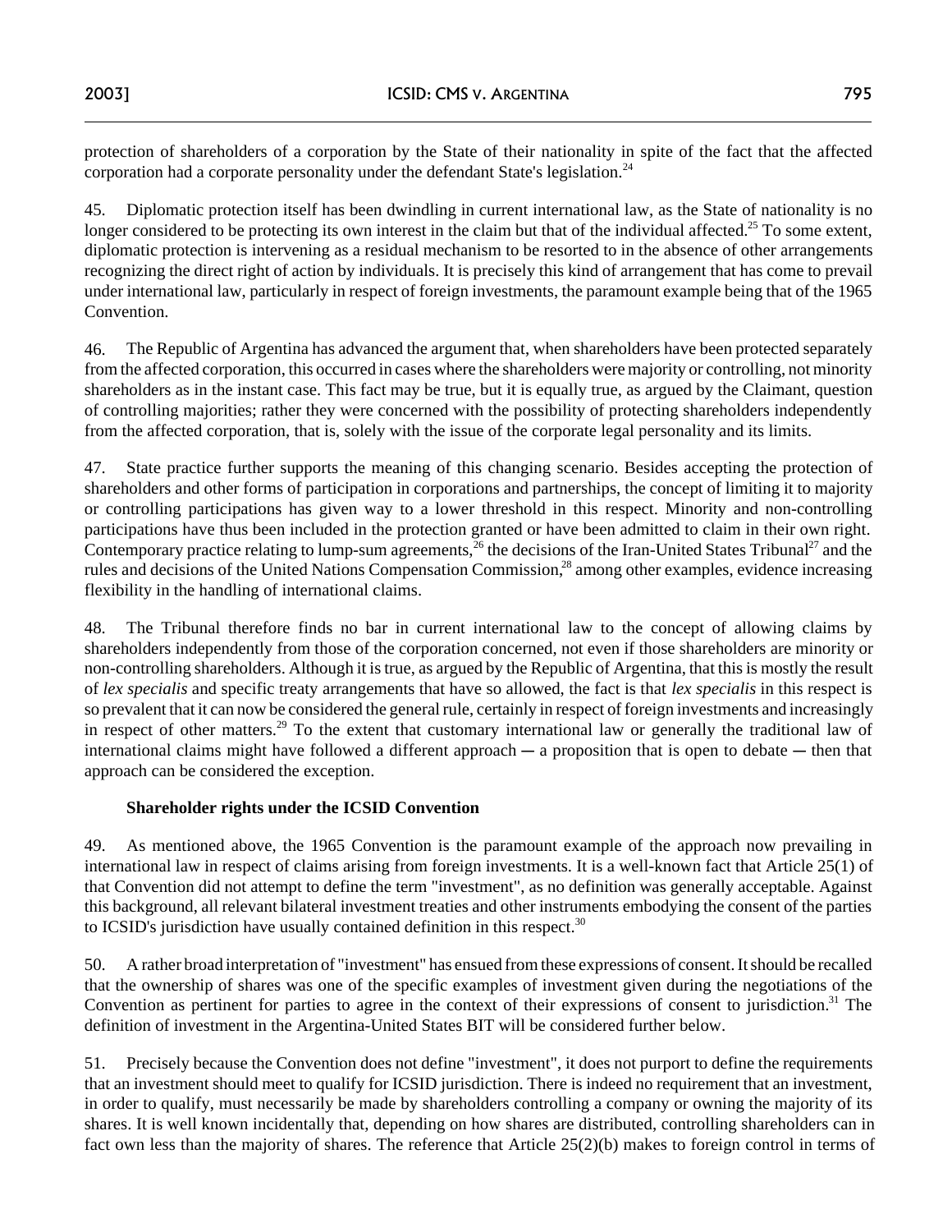protection of shareholders of a corporation by the State of their nationality in spite of the fact that the affected corporation had a corporate personality under the defendant State's legislation.[24]

45. Diplomatic protection itself has been dwindling in current international law, as the State of nationality is no longer considered to be protecting its own interest in the claim but that of the individual affected.[25] To some extent, diplomatic protection is intervening as a residual mechanism to be resorted to in the absence of other arrangements recognizing the direct right of action by individuals. It is precisely this kind of arrangement that has come to prevail under international law, particularly in respect of foreign investments, the paramount example being that of the 1965 Convention.

46. The Republic of Argentina has advanced the argument that, when shareholders have been protected separately from the affected corporation, this occurred in cases where the shareholders were majority or controlling, not minority shareholders as in the instant case. This fact may be true, but it is equally true, as argued by the Claimant, question of controlling majorities; rather they were concerned with the possibility of protecting shareholders independently from the affected corporation, that is, solely with the issue of the corporate legal personality and its limits.

47. State practice further supports the meaning of this changing scenario. Besides accepting the protection of shareholders and other forms of participation in corporations and partnerships, the concept of limiting it to majority or controlling participations has given way to a lower threshold in this respect. Minority and non-controlling participations have thus been included in the protection granted or have been admitted to claim in their own right. Contemporary practice relating to lump-sum agreements,[26] the decisions of the Iran-United States Tribunal[27] and the rules and decisions of the United Nations Compensation Commission,[28] among other examples, evidence increasing flexibility in the handling of international claims.

48. The Tribunal therefore finds no bar in current international law to the concept of allowing claims by shareholders independently from those of the corporation concerned, not even if those shareholders are minority or non-controlling shareholders. Although it is true, as argued by the Republic of Argentina, that this is mostly the result of *lex specialis* and specific treaty arrangements that have so allowed, the fact is that *lex specialis* in this respect is so prevalent that it can now be considered the general rule, certainly in respect of foreign investments and increasingly in respect of other matters.[29] To the extent that customary international law or generally the traditional law of international claims might have followed a different approach ― a proposition that is open to debate ― then that approach can be considered the exception.

**Shareholder rights under the ICSID Convention**

49. As mentioned above, the 1965 Convention is the paramount example of the approach now prevailing in international law in respect of claims arising from foreign investments. It is a well-known fact that Article 25(1) of that Convention did not attempt to define the term "investment", as no definition was generally acceptable. Against this background, all relevant bilateral investment treaties and other instruments embodying the consent of the parties to ICSID's jurisdiction have usually contained definition in this respect.[30]

50. A rather broad interpretation of "investment" has ensued from these expressions of consent. It should be recalled that the ownership of shares was one of the specific examples of investment given during the negotiations of the Convention as pertinent for parties to agree in the context of their expressions of consent to jurisdiction.[31] The definition of investment in the Argentina-United States BIT will be considered further below.

51. Precisely because the Convention does not define "investment", it does not purport to define the requirements that an investment should meet to qualify for ICSID jurisdiction. There is indeed no requirement that an investment, in order to qualify, must necessarily be made by shareholders controlling a company or owning the majority of its shares. It is well known incidentally that, depending on how shares are distributed, controlling shareholders can in fact own less than the majority of shares. The reference that Article 25(2)(b) makes to foreign control in terms of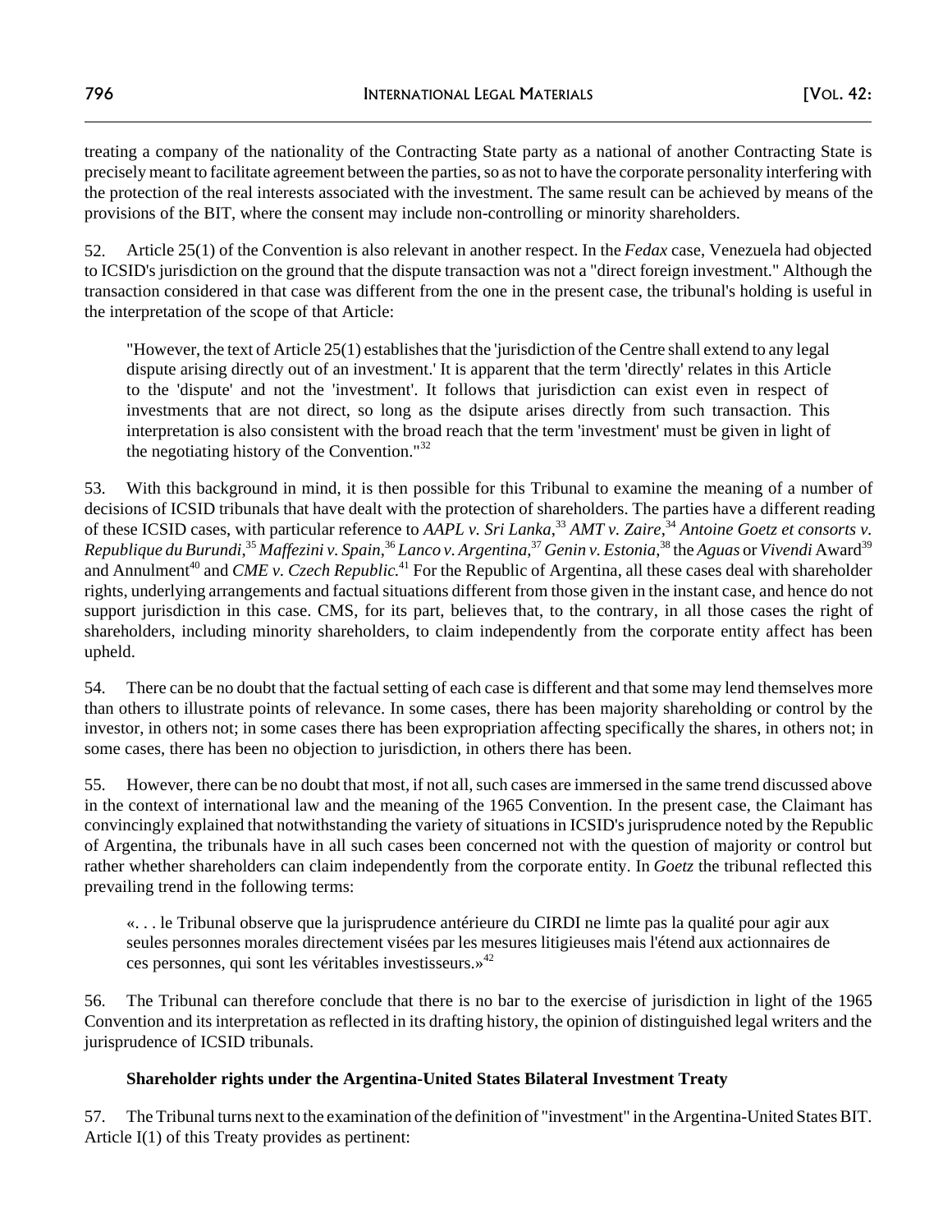treating a company of the nationality of the Contracting State party as a national of another Contracting State is precisely meant to facilitate agreement between the parties, so as not to have the corporate personality interfering with the protection of the real interests associated with the investment. The same result can be achieved by means of the provisions of the BIT, where the consent may include non-controlling or minority shareholders.

52. Article 25(1) of the Convention is also relevant in another respect. In the *Fedax* case, Venezuela had objected to ICSID's jurisdiction on the ground that the dispute transaction was not a "direct foreign investment." Although the transaction considered in that case was different from the one in the present case, the tribunal's holding is useful in the interpretation of the scope of that Article:

> "However, the text of Article 25(1) establishes that the 'jurisdiction of the Centre shall extend to any legal dispute arising directly out of an investment.' It is apparent that the term 'directly' relates in this Article to the 'dispute' and not the 'investment'. It follows that jurisdiction can exist even in respect of investments that are not direct, so long as the dsipute arises directly from such transaction. This interpretation is also consistent with the broad reach that the term 'investment' must be given in light of the negotiating history of the Convention."[32]

53. With this background in mind, it is then possible for this Tribunal to examine the meaning of a number of decisions of ICSID tribunals that have dealt with the protection of shareholders. The parties have a different reading of these ICSID cases, with particular reference to *AAPL v. Sri Lanka*,[33] *AMT v. Zaire*,[34] *Antoine Goetz et consorts v. Republique du Burundi*,[35] *Maffezini v. Spain*,[36] *Lanco v. Argentina*,[37] *Genin v. Estonia*,[38] the *Aguas* or *Vivendi* Award[39] and Annulment[40] and *CME v. Czech Republic.*[41] For the Republic of Argentina, all these cases deal with shareholder rights, underlying arrangements and factual situations different from those given in the instant case, and hence do not support jurisdiction in this case. CMS, for its part, believes that, to the contrary, in all those cases the right of shareholders, including minority shareholders, to claim independently from the corporate entity affect has been upheld.

54. There can be no doubt that the factual setting of each case is different and that some may lend themselves more than others to illustrate points of relevance. In some cases, there has been majority shareholding or control by the investor, in others not; in some cases there has been expropriation affecting specifically the shares, in others not; in some cases, there has been no objection to jurisdiction, in others there has been.

55. However, there can be no doubt that most, if not all, such cases are immersed in the same trend discussed above in the context of international law and the meaning of the 1965 Convention. In the present case, the Claimant has convincingly explained that notwithstanding the variety of situations in ICSID's jurisprudence noted by the Republic of Argentina, the tribunals have in all such cases been concerned not with the question of majority or control but rather whether shareholders can claim independently from the corporate entity. In *Goetz* the tribunal reflected this prevailing trend in the following terms:

> «. . . le Tribunal observe que la jurisprudence antérieure du CIRDI ne limte pas la qualité pour agir aux seules personnes morales directement visées par les mesures litigieuses mais l'étend aux actionnaires de ces personnes, qui sont les véritables investisseurs.»[42]

56. The Tribunal can therefore conclude that there is no bar to the exercise of jurisdiction in light of the 1965 Convention and its interpretation as reflected in its drafting history, the opinion of distinguished legal writers and the jurisprudence of ICSID tribunals.

**Shareholder rights under the Argentina-United States Bilateral Investment Treaty**

57. The Tribunal turns next to the examination of the definition of "investment" in the Argentina-United States BIT. Article I(1) of this Treaty provides as pertinent: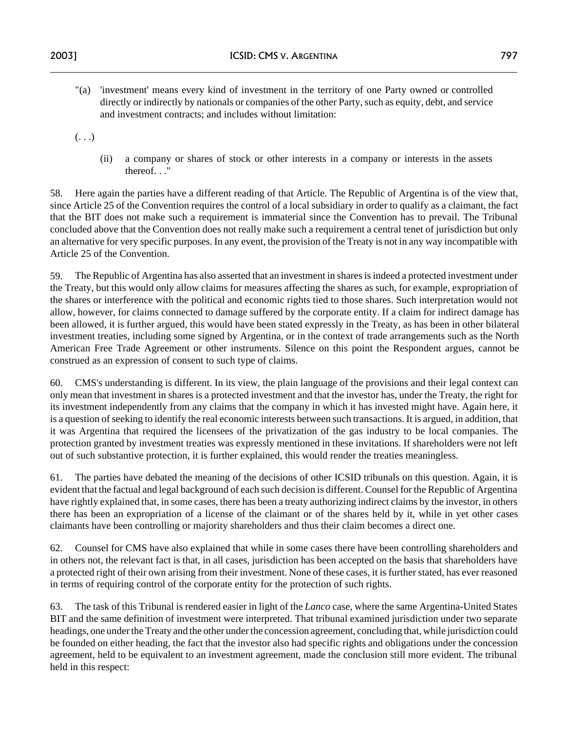"(a) 'investment' means every kind of investment in the territory of one Party owned or controlled directly or indirectly by nationals or companies of the other Party, such as equity, debt, and service and investment contracts; and includes without limitation:

(. . .)

(ii) a company or shares of stock or other interests in a company or interests in the assets thereof. . ."

58. Here again the parties have a different reading of that Article. The Republic of Argentina is of the view that, since Article 25 of the Convention requires the control of a local subsidiary in order to qualify as a claimant, the fact that the BIT does not make such a requirement is immaterial since the Convention has to prevail. The Tribunal concluded above that the Convention does not really make such a requirement a central tenet of jurisdiction but only an alternative for very specific purposes. In any event, the provision of the Treaty is not in any way incompatible with Article 25 of the Convention.

59. The Republic of Argentina has also asserted that an investment in shares is indeed a protected investment under the Treaty, but this would only allow claims for measures affecting the shares as such, for example, expropriation of the shares or interference with the political and economic rights tied to those shares. Such interpretation would not allow, however, for claims connected to damage suffered by the corporate entity. If a claim for indirect damage has been allowed, it is further argued, this would have been stated expressly in the Treaty, as has been in other bilateral investment treaties, including some signed by Argentina, or in the context of trade arrangements such as the North American Free Trade Agreement or other instruments. Silence on this point the Respondent argues, cannot be construed as an expression of consent to such type of claims.

60. CMS's understanding is different. In its view, the plain language of the provisions and their legal context can only mean that investment in shares is a protected investment and that the investor has, under the Treaty, the right for its investment independently from any claims that the company in which it has invested might have. Again here, it is a question of seeking to identify the real economic interests between such transactions. It is argued, in addition, that it was Argentina that required the licensees of the privatization of the gas industry to be local companies. The protection granted by investment treaties was expressly mentioned in these invitations. If shareholders were not left out of such substantive protection, it is further explained, this would render the treaties meaningless.

61. The parties have debated the meaning of the decisions of other ICSID tribunals on this question. Again, it is evident that the factual and legal background of each such decision is different. Counsel for the Republic of Argentina have rightly explained that, in some cases, there has been a treaty authorizing indirect claims by the investor, in others there has been an expropriation of a license of the claimant or of the shares held by it, while in yet other cases claimants have been controlling or majority shareholders and thus their claim becomes a direct one.

62. Counsel for CMS have also explained that while in some cases there have been controlling shareholders and in others not, the relevant fact is that, in all cases, jurisdiction has been accepted on the basis that shareholders have a protected right of their own arising from their investment. None of these cases, it is further stated, has ever reasoned in terms of requiring control of the corporate entity for the protection of such rights.

63. The task of this Tribunal is rendered easier in light of the *Lanco* case, where the same Argentina-United States BIT and the same definition of investment were interpreted. That tribunal examined jurisdiction under two separate headings, one under the Treaty and the other under the concession agreement, concluding that, while jurisdiction could be founded on either heading, the fact that the investor also had specific rights and obligations under the concession agreement, held to be equivalent to an investment agreement, made the conclusion still more evident. The tribunal held in this respect: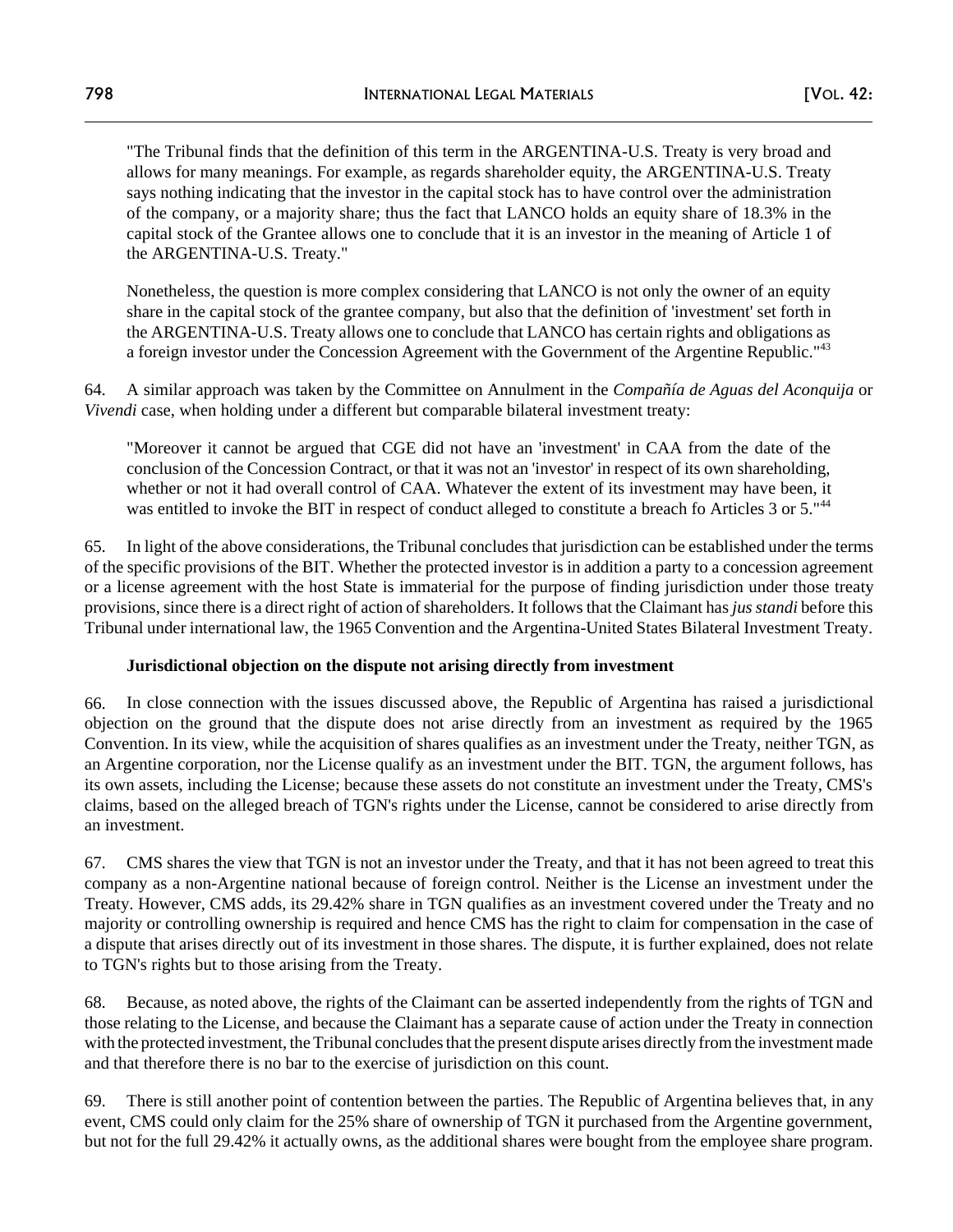"The Tribunal finds that the definition of this term in the ARGENTINA-U.S. Treaty is very broad and allows for many meanings. For example, as regards shareholder equity, the ARGENTINA-U.S. Treaty says nothing indicating that the investor in the capital stock has to have control over the administration of the company, or a majority share; thus the fact that LANCO holds an equity share of 18.3% in the capital stock of the Grantee allows one to conclude that it is an investor in the meaning of Article 1 of the ARGENTINA-U.S. Treaty."

Nonetheless, the question is more complex considering that LANCO is not only the owner of an equity share in the capital stock of the grantee company, but also that the definition of 'investment' set forth in the ARGENTINA-U.S. Treaty allows one to conclude that LANCO has certain rights and obligations as a foreign investor under the Concession Agreement with the Government of the Argentine Republic."[43]

64. A similar approach was taken by the Committee on Annulment in the *Compañía de Aguas del Aconquija* or *Vivendi* case, when holding under a different but comparable bilateral investment treaty:

"Moreover it cannot be argued that CGE did not have an 'investment' in CAA from the date of the conclusion of the Concession Contract, or that it was not an 'investor' in respect of its own shareholding, whether or not it had overall control of CAA. Whatever the extent of its investment may have been, it was entitled to invoke the BIT in respect of conduct alleged to constitute a breach fo Articles 3 or 5."[44]

65. In light of the above considerations, the Tribunal concludes that jurisdiction can be established under the terms of the specific provisions of the BIT. Whether the protected investor is in addition a party to a concession agreement or a license agreement with the host State is immaterial for the purpose of finding jurisdiction under those treaty provisions, since there is a direct right of action of shareholders. It follows that the Claimant has *jus standi* before this Tribunal under international law, the 1965 Convention and the Argentina-United States Bilateral Investment Treaty.

**Jurisdictional objection on the dispute not arising directly from investment**

66. In close connection with the issues discussed above, the Republic of Argentina has raised a jurisdictional objection on the ground that the dispute does not arise directly from an investment as required by the 1965 Convention. In its view, while the acquisition of shares qualifies as an investment under the Treaty, neither TGN, as an Argentine corporation, nor the License qualify as an investment under the BIT. TGN, the argument follows, has its own assets, including the License; because these assets do not constitute an investment under the Treaty, CMS's claims, based on the alleged breach of TGN's rights under the License, cannot be considered to arise directly from an investment.

67. CMS shares the view that TGN is not an investor under the Treaty, and that it has not been agreed to treat this company as a non-Argentine national because of foreign control. Neither is the License an investment under the Treaty. However, CMS adds, its 29.42% share in TGN qualifies as an investment covered under the Treaty and no majority or controlling ownership is required and hence CMS has the right to claim for compensation in the case of a dispute that arises directly out of its investment in those shares. The dispute, it is further explained, does not relate to TGN's rights but to those arising from the Treaty.

68. Because, as noted above, the rights of the Claimant can be asserted independently from the rights of TGN and those relating to the License, and because the Claimant has a separate cause of action under the Treaty in connection with the protected investment, the Tribunal concludes that the present dispute arises directly from the investment made and that therefore there is no bar to the exercise of jurisdiction on this count.

69. There is still another point of contention between the parties. The Republic of Argentina believes that, in any event, CMS could only claim for the 25% share of ownership of TGN it purchased from the Argentine government, but not for the full 29.42% it actually owns, as the additional shares were bought from the employee share program.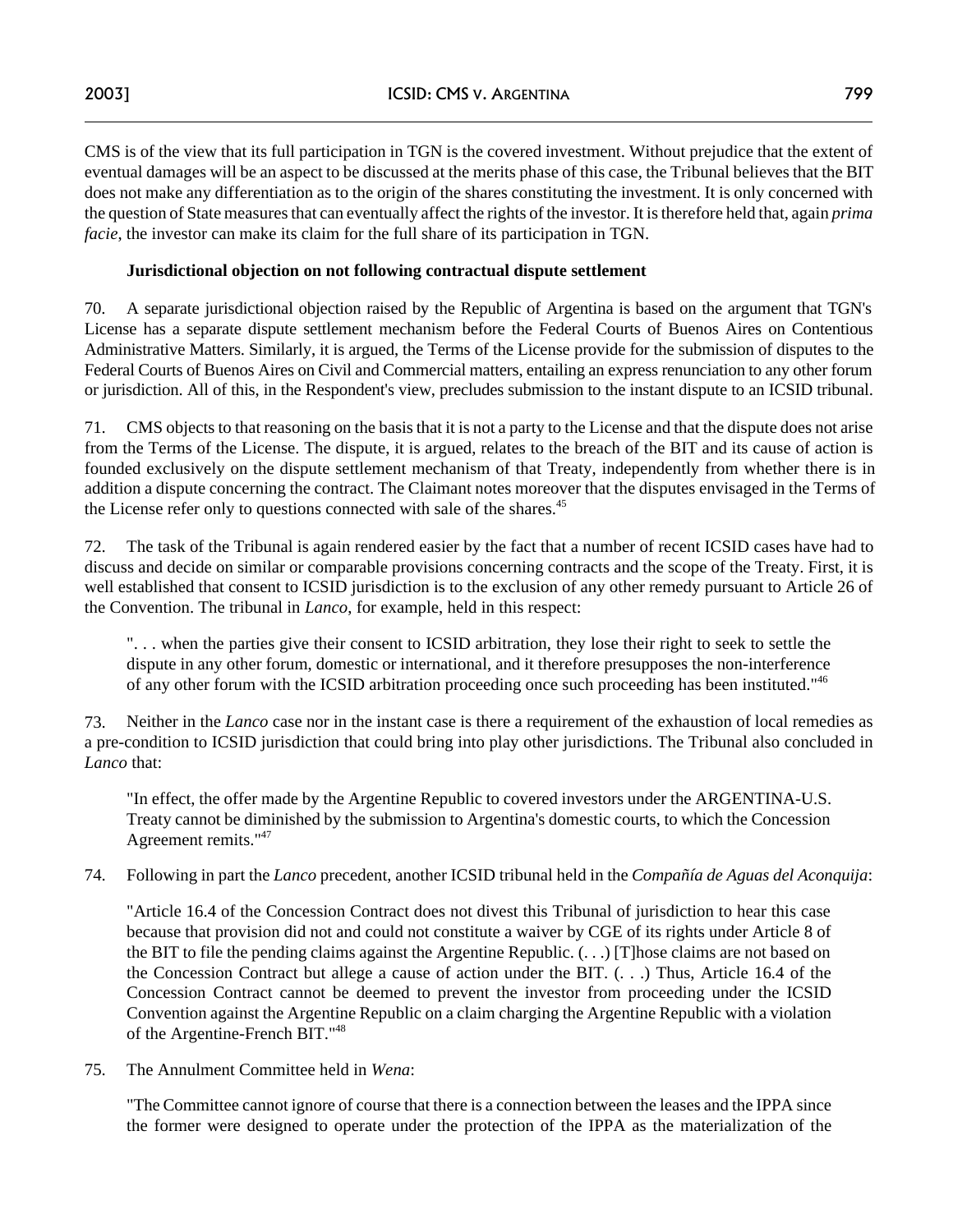CMS is of the view that its full participation in TGN is the covered investment. Without prejudice that the extent of eventual damages will be an aspect to be discussed at the merits phase of this case, the Tribunal believes that the BIT does not make any differentiation as to the origin of the shares constituting the investment. It is only concerned with the question of State measures that can eventually affect the rights of the investor. It is therefore held that, again *prima facie*, the investor can make its claim for the full share of its participation in TGN.

**Jurisdictional objection on not following contractual dispute settlement**

70. A separate jurisdictional objection raised by the Republic of Argentina is based on the argument that TGN's License has a separate dispute settlement mechanism before the Federal Courts of Buenos Aires on Contentious Administrative Matters. Similarly, it is argued, the Terms of the License provide for the submission of disputes to the Federal Courts of Buenos Aires on Civil and Commercial matters, entailing an express renunciation to any other forum or jurisdiction. All of this, in the Respondent's view, precludes submission to the instant dispute to an ICSID tribunal.

71. CMS objects to that reasoning on the basis that it is not a party to the License and that the dispute does not arise from the Terms of the License. The dispute, it is argued, relates to the breach of the BIT and its cause of action is founded exclusively on the dispute settlement mechanism of that Treaty, independently from whether there is in addition a dispute concerning the contract. The Claimant notes moreover that the disputes envisaged in the Terms of the License refer only to questions connected with sale of the shares.[45]

72. The task of the Tribunal is again rendered easier by the fact that a number of recent ICSID cases have had to discuss and decide on similar or comparable provisions concerning contracts and the scope of the Treaty. First, it is well established that consent to ICSID jurisdiction is to the exclusion of any other remedy pursuant to Article 26 of the Convention. The tribunal in *Lanco*, for example, held in this respect:

> ". . . when the parties give their consent to ICSID arbitration, they lose their right to seek to settle the dispute in any other forum, domestic or international, and it therefore presupposes the non-interference of any other forum with the ICSID arbitration proceeding once such proceeding has been instituted."[46]

73. Neither in the *Lanco* case nor in the instant case is there a requirement of the exhaustion of local remedies as a pre-condition to ICSID jurisdiction that could bring into play other jurisdictions. The Tribunal also concluded in *Lanco* that:

> "In effect, the offer made by the Argentine Republic to covered investors under the ARGENTINA-U.S. Treaty cannot be diminished by the submission to Argentina's domestic courts, to which the Concession Agreement remits."[47]

74. Following in part the *Lanco* precedent, another ICSID tribunal held in the *Compañía de Aguas del Aconquija*:

> "Article 16.4 of the Concession Contract does not divest this Tribunal of jurisdiction to hear this case because that provision did not and could not constitute a waiver by CGE of its rights under Article 8 of the BIT to file the pending claims against the Argentine Republic. (. . .) [T]hose claims are not based on the Concession Contract but allege a cause of action under the BIT. (. . .) Thus, Article 16.4 of the Concession Contract cannot be deemed to prevent the investor from proceeding under the ICSID Convention against the Argentine Republic on a claim charging the Argentine Republic with a violation of the Argentine-French BIT."[48]

75. The Annulment Committee held in *Wena*:

> "The Committee cannot ignore of course that there is a connection between the leases and the IPPA since the former were designed to operate under the protection of the IPPA as the materialization of the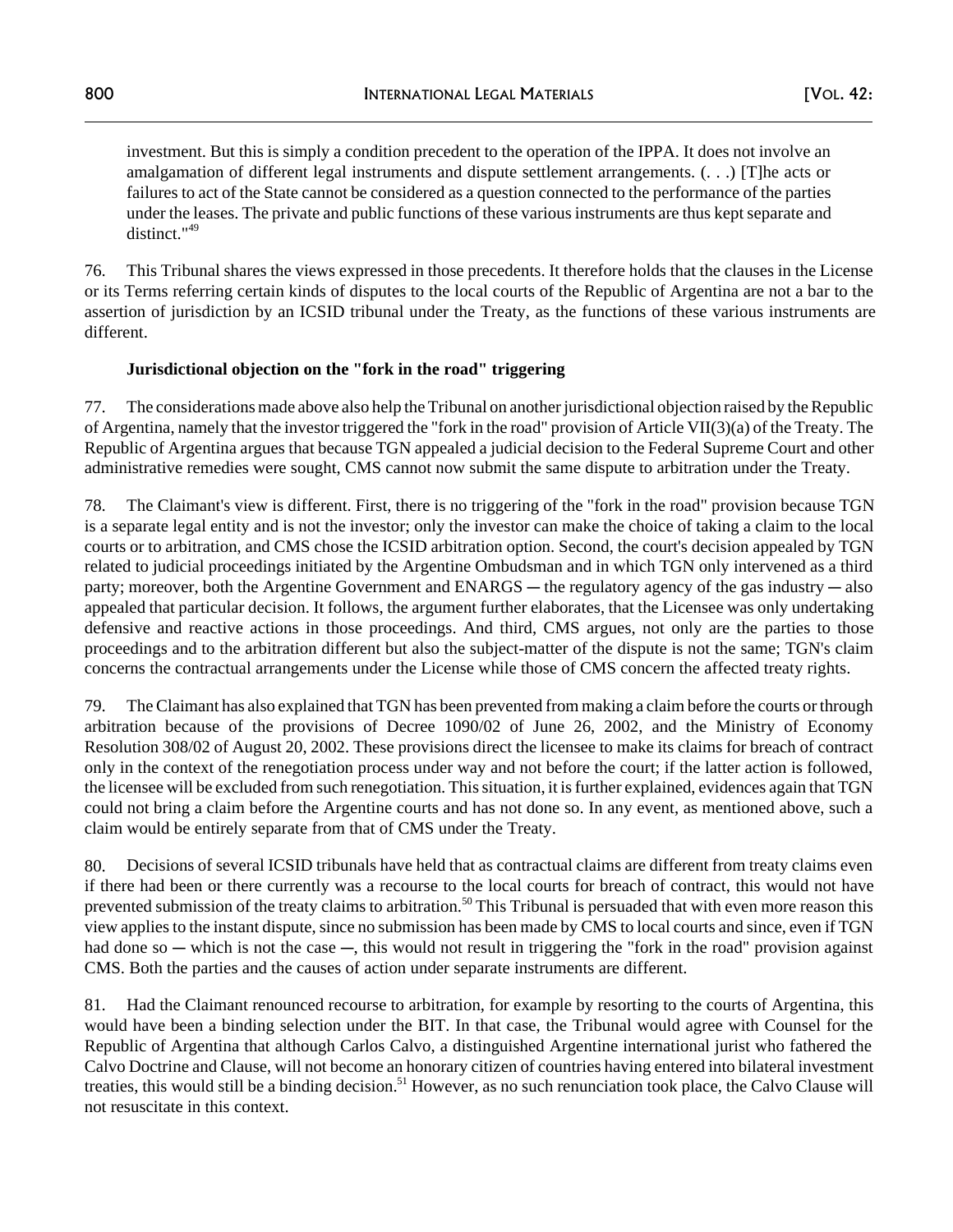investment. But this is simply a condition precedent to the operation of the IPPA. It does not involve an amalgamation of different legal instruments and dispute settlement arrangements. (. . .) [T]he acts or failures to act of the State cannot be considered as a question connected to the performance of the parties under the leases. The private and public functions of these various instruments are thus kept separate and distinct."[49]

76. This Tribunal shares the views expressed in those precedents. It therefore holds that the clauses in the License or its Terms referring certain kinds of disputes to the local courts of the Republic of Argentina are not a bar to the assertion of jurisdiction by an ICSID tribunal under the Treaty, as the functions of these various instruments are different.

**Jurisdictional objection on the "fork in the road" triggering**

77. The considerations made above also help the Tribunal on another jurisdictional objection raised by the Republic of Argentina, namely that the investor triggered the "fork in the road" provision of Article VII(3)(a) of the Treaty. The Republic of Argentina argues that because TGN appealed a judicial decision to the Federal Supreme Court and other administrative remedies were sought, CMS cannot now submit the same dispute to arbitration under the Treaty.

78. The Claimant's view is different. First, there is no triggering of the "fork in the road" provision because TGN is a separate legal entity and is not the investor; only the investor can make the choice of taking a claim to the local courts or to arbitration, and CMS chose the ICSID arbitration option. Second, the court's decision appealed by TGN related to judicial proceedings initiated by the Argentine Ombudsman and in which TGN only intervened as a third party; moreover, both the Argentine Government and ENARGS ─ the regulatory agency of the gas industry ─ also appealed that particular decision. It follows, the argument further elaborates, that the Licensee was only undertaking defensive and reactive actions in those proceedings. And third, CMS argues, not only are the parties to those proceedings and to the arbitration different but also the subject-matter of the dispute is not the same; TGN's claim concerns the contractual arrangements under the License while those of CMS concern the affected treaty rights.

79. The Claimant has also explained that TGN has been prevented from making a claim before the courts or through arbitration because of the provisions of Decree 1090/02 of June 26, 2002, and the Ministry of Economy Resolution 308/02 of August 20, 2002. These provisions direct the licensee to make its claims for breach of contract only in the context of the renegotiation process under way and not before the court; if the latter action is followed, the licensee will be excluded from such renegotiation. This situation, it is further explained, evidences again that TGN could not bring a claim before the Argentine courts and has not done so. In any event, as mentioned above, such a claim would be entirely separate from that of CMS under the Treaty.

80. Decisions of several ICSID tribunals have held that as contractual claims are different from treaty claims even if there had been or there currently was a recourse to the local courts for breach of contract, this would not have prevented submission of the treaty claims to arbitration.[50] This Tribunal is persuaded that with even more reason this view applies to the instant dispute, since no submission has been made by CMS to local courts and since, even if TGN had done so ─ which is not the case ─, this would not result in triggering the "fork in the road" provision against CMS. Both the parties and the causes of action under separate instruments are different.

81. Had the Claimant renounced recourse to arbitration, for example by resorting to the courts of Argentina, this would have been a binding selection under the BIT. In that case, the Tribunal would agree with Counsel for the Republic of Argentina that although Carlos Calvo, a distinguished Argentine international jurist who fathered the Calvo Doctrine and Clause, will not become an honorary citizen of countries having entered into bilateral investment treaties, this would still be a binding decision.[51] However, as no such renunciation took place, the Calvo Clause will not resuscitate in this context.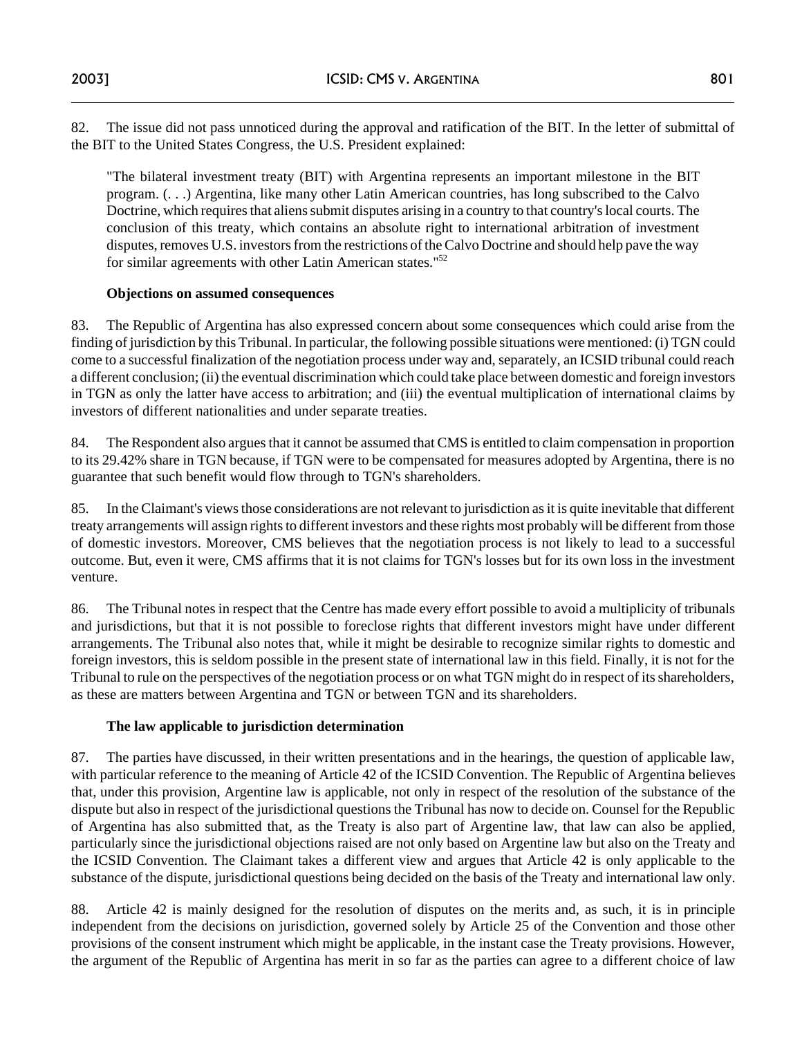82. The issue did not pass unnoticed during the approval and ratification of the BIT. In the letter of submittal of the BIT to the United States Congress, the U.S. President explained:

> "The bilateral investment treaty (BIT) with Argentina represents an important milestone in the BIT program. (. . .) Argentina, like many other Latin American countries, has long subscribed to the Calvo Doctrine, which requires that aliens submit disputes arising in a country to that country's local courts. The conclusion of this treaty, which contains an absolute right to international arbitration of investment disputes, removes U.S. investors from the restrictions of the Calvo Doctrine and should help pave the way for similar agreements with other Latin American states."[52]

**Objections on assumed consequences**

83. The Republic of Argentina has also expressed concern about some consequences which could arise from the finding of jurisdiction by this Tribunal. In particular, the following possible situations were mentioned: (i) TGN could come to a successful finalization of the negotiation process under way and, separately, an ICSID tribunal could reach a different conclusion; (ii) the eventual discrimination which could take place between domestic and foreign investors in TGN as only the latter have access to arbitration; and (iii) the eventual multiplication of international claims by investors of different nationalities and under separate treaties.

84. The Respondent also argues that it cannot be assumed that CMS is entitled to claim compensation in proportion to its 29.42% share in TGN because, if TGN were to be compensated for measures adopted by Argentina, there is no guarantee that such benefit would flow through to TGN's shareholders.

85. In the Claimant's views those considerations are not relevant to jurisdiction as it is quite inevitable that different treaty arrangements will assign rights to different investors and these rights most probably will be different from those of domestic investors. Moreover, CMS believes that the negotiation process is not likely to lead to a successful outcome. But, even it were, CMS affirms that it is not claims for TGN's losses but for its own loss in the investment venture.

86. The Tribunal notes in respect that the Centre has made every effort possible to avoid a multiplicity of tribunals and jurisdictions, but that it is not possible to foreclose rights that different investors might have under different arrangements. The Tribunal also notes that, while it might be desirable to recognize similar rights to domestic and foreign investors, this is seldom possible in the present state of international law in this field. Finally, it is not for the Tribunal to rule on the perspectives of the negotiation process or on what TGN might do in respect of its shareholders, as these are matters between Argentina and TGN or between TGN and its shareholders.

**The law applicable to jurisdiction determination**

87. The parties have discussed, in their written presentations and in the hearings, the question of applicable law, with particular reference to the meaning of Article 42 of the ICSID Convention. The Republic of Argentina believes that, under this provision, Argentine law is applicable, not only in respect of the resolution of the substance of the dispute but also in respect of the jurisdictional questions the Tribunal has now to decide on. Counsel for the Republic of Argentina has also submitted that, as the Treaty is also part of Argentine law, that law can also be applied, particularly since the jurisdictional objections raised are not only based on Argentine law but also on the Treaty and the ICSID Convention. The Claimant takes a different view and argues that Article 42 is only applicable to the substance of the dispute, jurisdictional questions being decided on the basis of the Treaty and international law only.

88. Article 42 is mainly designed for the resolution of disputes on the merits and, as such, it is in principle independent from the decisions on jurisdiction, governed solely by Article 25 of the Convention and those other provisions of the consent instrument which might be applicable, in the instant case the Treaty provisions. However, the argument of the Republic of Argentina has merit in so far as the parties can agree to a different choice of law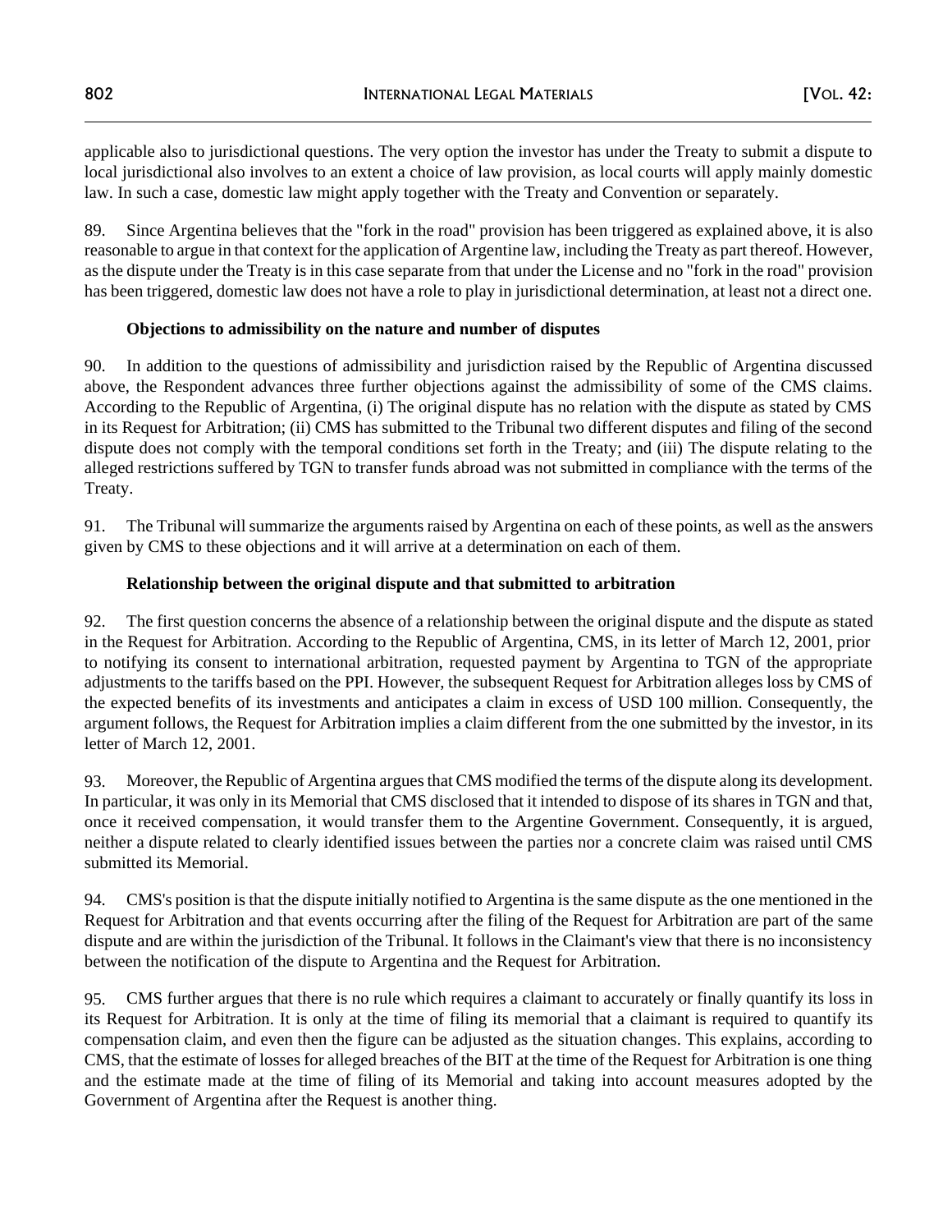applicable also to jurisdictional questions. The very option the investor has under the Treaty to submit a dispute to local jurisdictional also involves to an extent a choice of law provision, as local courts will apply mainly domestic law. In such a case, domestic law might apply together with the Treaty and Convention or separately.

89. Since Argentina believes that the "fork in the road" provision has been triggered as explained above, it is also reasonable to argue in that context for the application of Argentine law, including the Treaty as part thereof. However, as the dispute under the Treaty is in this case separate from that under the License and no "fork in the road" provision has been triggered, domestic law does not have a role to play in jurisdictional determination, at least not a direct one.

**Objections to admissibility on the nature and number of disputes**

90. In addition to the questions of admissibility and jurisdiction raised by the Republic of Argentina discussed above, the Respondent advances three further objections against the admissibility of some of the CMS claims. According to the Republic of Argentina, (i) The original dispute has no relation with the dispute as stated by CMS in its Request for Arbitration; (ii) CMS has submitted to the Tribunal two different disputes and filing of the second dispute does not comply with the temporal conditions set forth in the Treaty; and (iii) The dispute relating to the alleged restrictions suffered by TGN to transfer funds abroad was not submitted in compliance with the terms of the Treaty.

91. The Tribunal will summarize the arguments raised by Argentina on each of these points, as well as the answers given by CMS to these objections and it will arrive at a determination on each of them.

**Relationship between the original dispute and that submitted to arbitration**

92. The first question concerns the absence of a relationship between the original dispute and the dispute as stated in the Request for Arbitration. According to the Republic of Argentina, CMS, in its letter of March 12, 2001, prior to notifying its consent to international arbitration, requested payment by Argentina to TGN of the appropriate adjustments to the tariffs based on the PPI. However, the subsequent Request for Arbitration alleges loss by CMS of the expected benefits of its investments and anticipates a claim in excess of USD 100 million. Consequently, the argument follows, the Request for Arbitration implies a claim different from the one submitted by the investor, in its letter of March 12, 2001.

93. Moreover, the Republic of Argentina argues that CMS modified the terms of the dispute along its development. In particular, it was only in its Memorial that CMS disclosed that it intended to dispose of its shares in TGN and that, once it received compensation, it would transfer them to the Argentine Government. Consequently, it is argued, neither a dispute related to clearly identified issues between the parties nor a concrete claim was raised until CMS submitted its Memorial.

94. CMS's position is that the dispute initially notified to Argentina is the same dispute as the one mentioned in the Request for Arbitration and that events occurring after the filing of the Request for Arbitration are part of the same dispute and are within the jurisdiction of the Tribunal. It follows in the Claimant's view that there is no inconsistency between the notification of the dispute to Argentina and the Request for Arbitration.

95. CMS further argues that there is no rule which requires a claimant to accurately or finally quantify its loss in its Request for Arbitration. It is only at the time of filing its memorial that a claimant is required to quantify its compensation claim, and even then the figure can be adjusted as the situation changes. This explains, according to CMS, that the estimate of losses for alleged breaches of the BIT at the time of the Request for Arbitration is one thing and the estimate made at the time of filing of its Memorial and taking into account measures adopted by the Government of Argentina after the Request is another thing.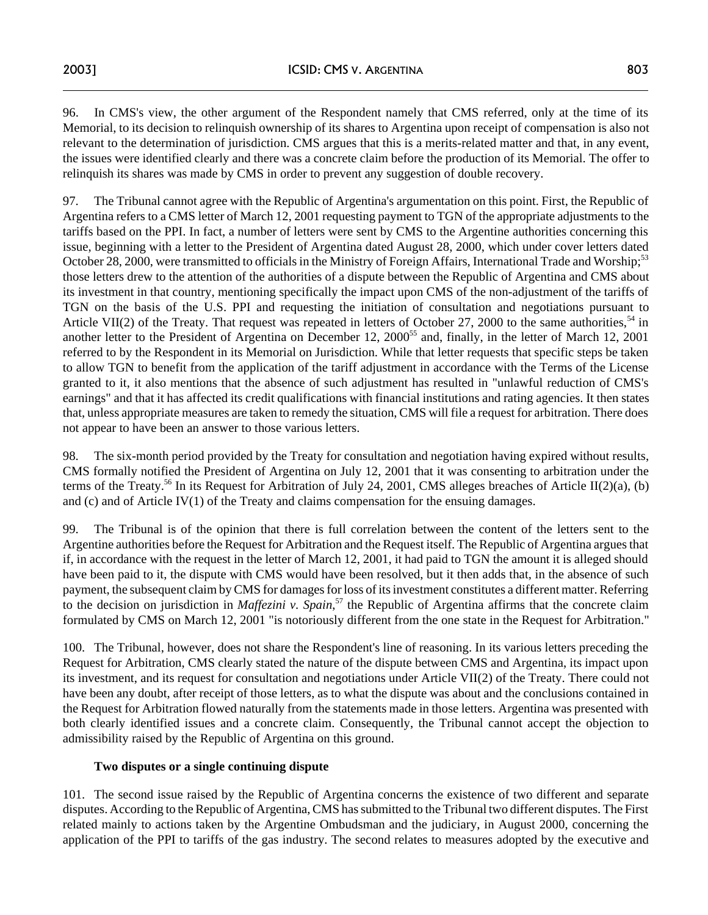96. In CMS's view, the other argument of the Respondent namely that CMS referred, only at the time of its Memorial, to its decision to relinquish ownership of its shares to Argentina upon receipt of compensation is also not relevant to the determination of jurisdiction. CMS argues that this is a merits-related matter and that, in any event, the issues were identified clearly and there was a concrete claim before the production of its Memorial. The offer to relinquish its shares was made by CMS in order to prevent any suggestion of double recovery.

97. The Tribunal cannot agree with the Republic of Argentina's argumentation on this point. First, the Republic of Argentina refers to a CMS letter of March 12, 2001 requesting payment to TGN of the appropriate adjustments to the tariffs based on the PPI. In fact, a number of letters were sent by CMS to the Argentine authorities concerning this issue, beginning with a letter to the President of Argentina dated August 28, 2000, which under cover letters dated October 28, 2000, were transmitted to officials in the Ministry of Foreign Affairs, International Trade and Worship;[53] those letters drew to the attention of the authorities of a dispute between the Republic of Argentina and CMS about its investment in that country, mentioning specifically the impact upon CMS of the non-adjustment of the tariffs of TGN on the basis of the U.S. PPI and requesting the initiation of consultation and negotiations pursuant to Article VII(2) of the Treaty. That request was repeated in letters of October 27, 2000 to the same authorities,[54] in another letter to the President of Argentina on December 12, 2000[55] and, finally, in the letter of March 12, 2001 referred to by the Respondent in its Memorial on Jurisdiction. While that letter requests that specific steps be taken to allow TGN to benefit from the application of the tariff adjustment in accordance with the Terms of the License granted to it, it also mentions that the absence of such adjustment has resulted in "unlawful reduction of CMS's earnings" and that it has affected its credit qualifications with financial institutions and rating agencies. It then states that, unless appropriate measures are taken to remedy the situation, CMS will file a request for arbitration. There does not appear to have been an answer to those various letters.

98. The six-month period provided by the Treaty for consultation and negotiation having expired without results, CMS formally notified the President of Argentina on July 12, 2001 that it was consenting to arbitration under the terms of the Treaty.[56] In its Request for Arbitration of July 24, 2001, CMS alleges breaches of Article II(2)(a), (b) and (c) and of Article IV(1) of the Treaty and claims compensation for the ensuing damages.

99. The Tribunal is of the opinion that there is full correlation between the content of the letters sent to the Argentine authorities before the Request for Arbitration and the Request itself. The Republic of Argentina argues that if, in accordance with the request in the letter of March 12, 2001, it had paid to TGN the amount it is alleged should have been paid to it, the dispute with CMS would have been resolved, but it then adds that, in the absence of such payment, the subsequent claim by CMS for damages for loss of its investment constitutes a different matter. Referring to the decision on jurisdiction in *Maffezini v. Spain*,[57] the Republic of Argentina affirms that the concrete claim formulated by CMS on March 12, 2001 "is notoriously different from the one state in the Request for Arbitration."

100. The Tribunal, however, does not share the Respondent's line of reasoning. In its various letters preceding the Request for Arbitration, CMS clearly stated the nature of the dispute between CMS and Argentina, its impact upon its investment, and its request for consultation and negotiations under Article VII(2) of the Treaty. There could not have been any doubt, after receipt of those letters, as to what the dispute was about and the conclusions contained in the Request for Arbitration flowed naturally from the statements made in those letters. Argentina was presented with both clearly identified issues and a concrete claim. Consequently, the Tribunal cannot accept the objection to admissibility raised by the Republic of Argentina on this ground.

**Two disputes or a single continuing dispute**

101. The second issue raised by the Republic of Argentina concerns the existence of two different and separate disputes. According to the Republic of Argentina, CMS has submitted to the Tribunal two different disputes. The First related mainly to actions taken by the Argentine Ombudsman and the judiciary, in August 2000, concerning the application of the PPI to tariffs of the gas industry. The second relates to measures adopted by the executive and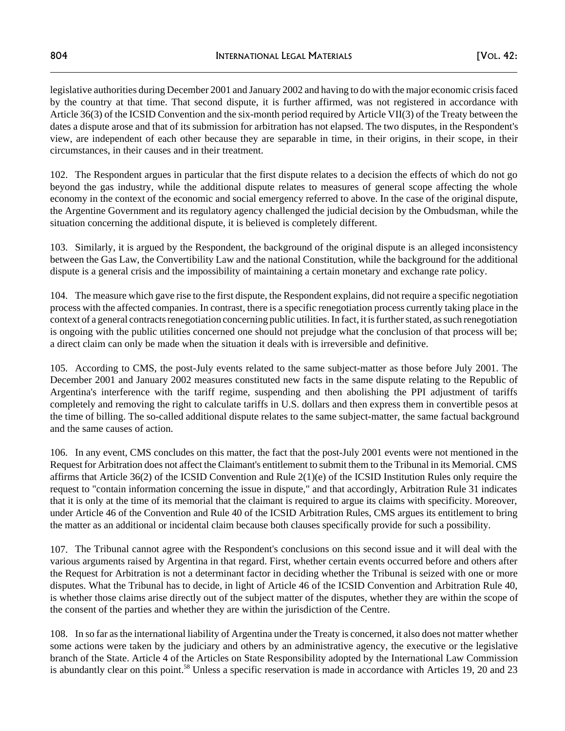legislative authorities during December 2001 and January 2002 and having to do with the major economic crisis faced by the country at that time. That second dispute, it is further affirmed, was not registered in accordance with Article 36(3) of the ICSID Convention and the six-month period required by Article VII(3) of the Treaty between the dates a dispute arose and that of its submission for arbitration has not elapsed. The two disputes, in the Respondent's view, are independent of each other because they are separable in time, in their origins, in their scope, in their circumstances, in their causes and in their treatment.

102. The Respondent argues in particular that the first dispute relates to a decision the effects of which do not go beyond the gas industry, while the additional dispute relates to measures of general scope affecting the whole economy in the context of the economic and social emergency referred to above. In the case of the original dispute, the Argentine Government and its regulatory agency challenged the judicial decision by the Ombudsman, while the situation concerning the additional dispute, it is believed is completely different.

103. Similarly, it is argued by the Respondent, the background of the original dispute is an alleged inconsistency between the Gas Law, the Convertibility Law and the national Constitution, while the background for the additional dispute is a general crisis and the impossibility of maintaining a certain monetary and exchange rate policy.

104. The measure which gave rise to the first dispute, the Respondent explains, did not require a specific negotiation process with the affected companies. In contrast, there is a specific renegotiation process currently taking place in the context of a general contracts renegotiation concerning public utilities. In fact, it is further stated, as such renegotiation is ongoing with the public utilities concerned one should not prejudge what the conclusion of that process will be; a direct claim can only be made when the situation it deals with is irreversible and definitive.

105. According to CMS, the post-July events related to the same subject-matter as those before July 2001. The December 2001 and January 2002 measures constituted new facts in the same dispute relating to the Republic of Argentina's interference with the tariff regime, suspending and then abolishing the PPI adjustment of tariffs completely and removing the right to calculate tariffs in U.S. dollars and then express them in convertible pesos at the time of billing. The so-called additional dispute relates to the same subject-matter, the same factual background and the same causes of action.

106. In any event, CMS concludes on this matter, the fact that the post-July 2001 events were not mentioned in the Request for Arbitration does not affect the Claimant's entitlement to submit them to the Tribunal in its Memorial. CMS affirms that Article 36(2) of the ICSID Convention and Rule 2(1)(e) of the ICSID Institution Rules only require the request to "contain information concerning the issue in dispute," and that accordingly, Arbitration Rule 31 indicates that it is only at the time of its memorial that the claimant is required to argue its claims with specificity. Moreover, under Article 46 of the Convention and Rule 40 of the ICSID Arbitration Rules, CMS argues its entitlement to bring the matter as an additional or incidental claim because both clauses specifically provide for such a possibility.

107. The Tribunal cannot agree with the Respondent's conclusions on this second issue and it will deal with the various arguments raised by Argentina in that regard. First, whether certain events occurred before and others after the Request for Arbitration is not a determinant factor in deciding whether the Tribunal is seized with one or more disputes. What the Tribunal has to decide, in light of Article 46 of the ICSID Convention and Arbitration Rule 40, is whether those claims arise directly out of the subject matter of the disputes, whether they are within the scope of the consent of the parties and whether they are within the jurisdiction of the Centre.

108. In so far as the international liability of Argentina under the Treaty is concerned, it also does not matter whether some actions were taken by the judiciary and others by an administrative agency, the executive or the legislative branch of the State. Article 4 of the Articles on State Responsibility adopted by the International Law Commission is abundantly clear on this point.[58] Unless a specific reservation is made in accordance with Articles 19, 20 and 23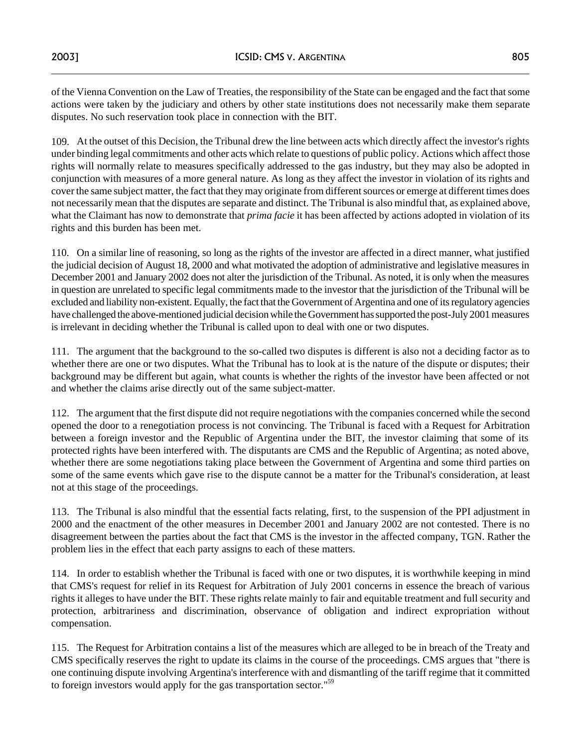of the Vienna Convention on the Law of Treaties, the responsibility of the State can be engaged and the fact that some actions were taken by the judiciary and others by other state institutions does not necessarily make them separate disputes. No such reservation took place in connection with the BIT.

109. At the outset of this Decision, the Tribunal drew the line between acts which directly affect the investor's rights under binding legal commitments and other acts which relate to questions of public policy. Actions which affect those rights will normally relate to measures specifically addressed to the gas industry, but they may also be adopted in conjunction with measures of a more general nature. As long as they affect the investor in violation of its rights and cover the same subject matter, the fact that they may originate from different sources or emerge at different times does not necessarily mean that the disputes are separate and distinct. The Tribunal is also mindful that, as explained above, what the Claimant has now to demonstrate that *prima facie* it has been affected by actions adopted in violation of its rights and this burden has been met.

110. On a similar line of reasoning, so long as the rights of the investor are affected in a direct manner, what justified the judicial decision of August 18, 2000 and what motivated the adoption of administrative and legislative measures in December 2001 and January 2002 does not alter the jurisdiction of the Tribunal. As noted, it is only when the measures in question are unrelated to specific legal commitments made to the investor that the jurisdiction of the Tribunal will be excluded and liability non-existent. Equally, the fact that the Government of Argentina and one of its regulatory agencies have challenged the above-mentioned judicial decision while the Government has supported the post-July 2001 measures is irrelevant in deciding whether the Tribunal is called upon to deal with one or two disputes.

111. The argument that the background to the so-called two disputes is different is also not a deciding factor as to whether there are one or two disputes. What the Tribunal has to look at is the nature of the dispute or disputes; their background may be different but again, what counts is whether the rights of the investor have been affected or not and whether the claims arise directly out of the same subject-matter.

112. The argument that the first dispute did not require negotiations with the companies concerned while the second opened the door to a renegotiation process is not convincing. The Tribunal is faced with a Request for Arbitration between a foreign investor and the Republic of Argentina under the BIT, the investor claiming that some of its protected rights have been interfered with. The disputants are CMS and the Republic of Argentina; as noted above, whether there are some negotiations taking place between the Government of Argentina and some third parties on some of the same events which gave rise to the dispute cannot be a matter for the Tribunal's consideration, at least not at this stage of the proceedings.

113. The Tribunal is also mindful that the essential facts relating, first, to the suspension of the PPI adjustment in 2000 and the enactment of the other measures in December 2001 and January 2002 are not contested. There is no disagreement between the parties about the fact that CMS is the investor in the affected company, TGN. Rather the problem lies in the effect that each party assigns to each of these matters.

114. In order to establish whether the Tribunal is faced with one or two disputes, it is worthwhile keeping in mind that CMS's request for relief in its Request for Arbitration of July 2001 concerns in essence the breach of various rights it alleges to have under the BIT. These rights relate mainly to fair and equitable treatment and full security and protection, arbitrariness and discrimination, observance of obligation and indirect expropriation without compensation.

115. The Request for Arbitration contains a list of the measures which are alleged to be in breach of the Treaty and CMS specifically reserves the right to update its claims in the course of the proceedings. CMS argues that "there is one continuing dispute involving Argentina's interference with and dismantling of the tariff regime that it committed to foreign investors would apply for the gas transportation sector."[59]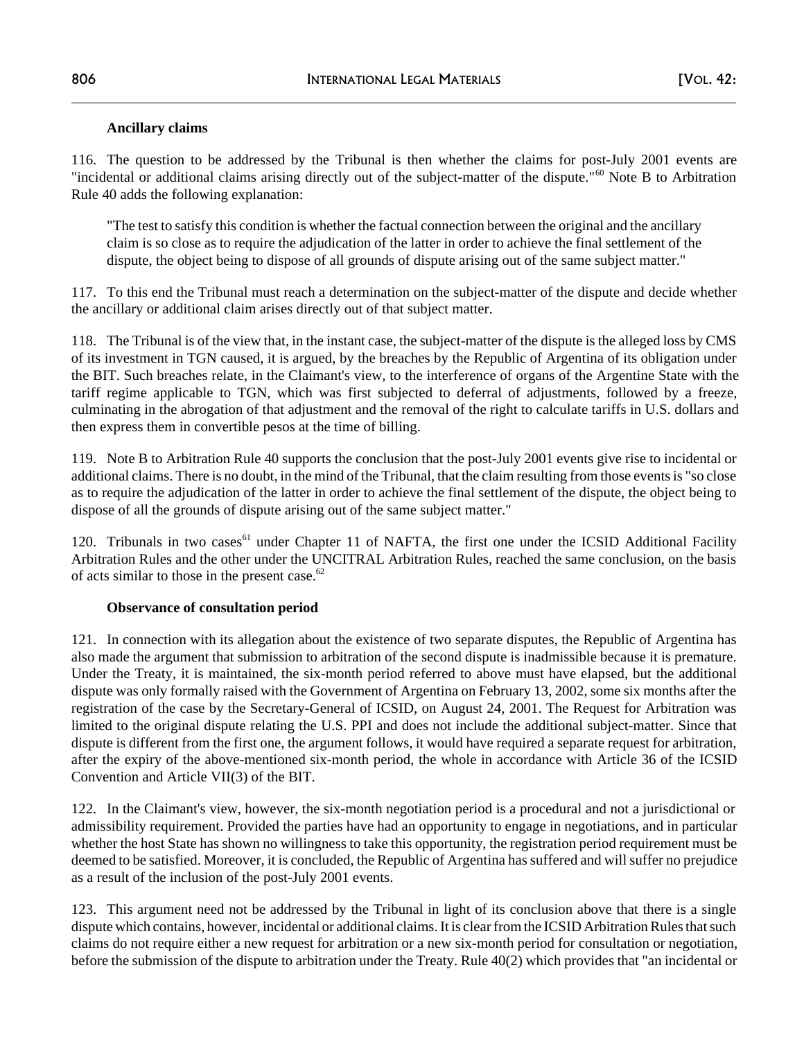### Ancillary claims

116. The question to be addressed by the Tribunal is then whether the claims for post-July 2001 events are "incidental or additional claims arising directly out of the subject-matter of the dispute."[60] Note B to Arbitration Rule 40 adds the following explanation:

> "The test to satisfy this condition is whether the factual connection between the original and the ancillary claim is so close as to require the adjudication of the latter in order to achieve the final settlement of the dispute, the object being to dispose of all grounds of dispute arising out of the same subject matter."

117. To this end the Tribunal must reach a determination on the subject-matter of the dispute and decide whether the ancillary or additional claim arises directly out of that subject matter.

118. The Tribunal is of the view that, in the instant case, the subject-matter of the dispute is the alleged loss by CMS of its investment in TGN caused, it is argued, by the breaches by the Republic of Argentina of its obligation under the BIT. Such breaches relate, in the Claimant's view, to the interference of organs of the Argentine State with the tariff regime applicable to TGN, which was first subjected to deferral of adjustments, followed by a freeze, culminating in the abrogation of that adjustment and the removal of the right to calculate tariffs in U.S. dollars and then express them in convertible pesos at the time of billing.

119. Note B to Arbitration Rule 40 supports the conclusion that the post-July 2001 events give rise to incidental or additional claims. There is no doubt, in the mind of the Tribunal, that the claim resulting from those events is "so close as to require the adjudication of the latter in order to achieve the final settlement of the dispute, the object being to dispose of all the grounds of dispute arising out of the same subject matter."

120. Tribunals in two cases[61] under Chapter 11 of NAFTA, the first one under the ICSID Additional Facility Arbitration Rules and the other under the UNCITRAL Arbitration Rules, reached the same conclusion, on the basis of acts similar to those in the present case.[62]

### Observance of consultation period

121. In connection with its allegation about the existence of two separate disputes, the Republic of Argentina has also made the argument that submission to arbitration of the second dispute is inadmissible because it is premature. Under the Treaty, it is maintained, the six-month period referred to above must have elapsed, but the additional dispute was only formally raised with the Government of Argentina on February 13, 2002, some six months after the registration of the case by the Secretary-General of ICSID, on August 24, 2001. The Request for Arbitration was limited to the original dispute relating the U.S. PPI and does not include the additional subject-matter. Since that dispute is different from the first one, the argument follows, it would have required a separate request for arbitration, after the expiry of the above-mentioned six-month period, the whole in accordance with Article 36 of the ICSID Convention and Article VII(3) of the BIT.

122. In the Claimant's view, however, the six-month negotiation period is a procedural and not a jurisdictional or admissibility requirement. Provided the parties have had an opportunity to engage in negotiations, and in particular whether the host State has shown no willingness to take this opportunity, the registration period requirement must be deemed to be satisfied. Moreover, it is concluded, the Republic of Argentina has suffered and will suffer no prejudice as a result of the inclusion of the post-July 2001 events.

123. This argument need not be addressed by the Tribunal in light of its conclusion above that there is a single dispute which contains, however, incidental or additional claims. It is clear from the ICSID Arbitration Rules that such claims do not require either a new request for arbitration or a new six-month period for consultation or negotiation, before the submission of the dispute to arbitration under the Treaty. Rule 40(2) which provides that "an incidental or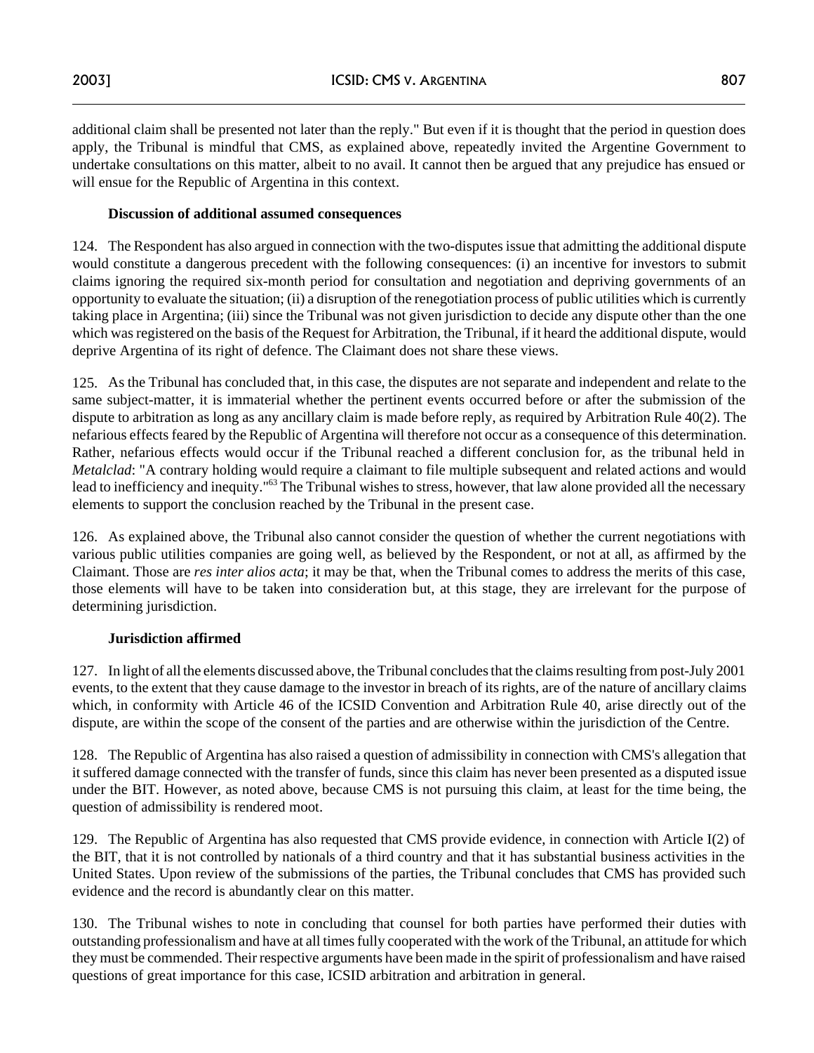additional claim shall be presented not later than the reply." But even if it is thought that the period in question does apply, the Tribunal is mindful that CMS, as explained above, repeatedly invited the Argentine Government to undertake consultations on this matter, albeit to no avail. It cannot then be argued that any prejudice has ensued or will ensue for the Republic of Argentina in this context.

**Discussion of additional assumed consequences**

124. The Respondent has also argued in connection with the two-disputes issue that admitting the additional dispute would constitute a dangerous precedent with the following consequences: (i) an incentive for investors to submit claims ignoring the required six-month period for consultation and negotiation and depriving governments of an opportunity to evaluate the situation; (ii) a disruption of the renegotiation process of public utilities which is currently taking place in Argentina; (iii) since the Tribunal was not given jurisdiction to decide any dispute other than the one which was registered on the basis of the Request for Arbitration, the Tribunal, if it heard the additional dispute, would deprive Argentina of its right of defence. The Claimant does not share these views.

125. As the Tribunal has concluded that, in this case, the disputes are not separate and independent and relate to the same subject-matter, it is immaterial whether the pertinent events occurred before or after the submission of the dispute to arbitration as long as any ancillary claim is made before reply, as required by Arbitration Rule 40(2). The nefarious effects feared by the Republic of Argentina will therefore not occur as a consequence of this determination. Rather, nefarious effects would occur if the Tribunal reached a different conclusion for, as the tribunal held in *Metalclad*: "A contrary holding would require a claimant to file multiple subsequent and related actions and would lead to inefficiency and inequity."[63] The Tribunal wishes to stress, however, that law alone provided all the necessary elements to support the conclusion reached by the Tribunal in the present case.

126. As explained above, the Tribunal also cannot consider the question of whether the current negotiations with various public utilities companies are going well, as believed by the Respondent, or not at all, as affirmed by the Claimant. Those are *res inter alios acta*; it may be that, when the Tribunal comes to address the merits of this case, those elements will have to be taken into consideration but, at this stage, they are irrelevant for the purpose of determining jurisdiction.

**Jurisdiction affirmed**

127. In light of all the elements discussed above, the Tribunal concludes that the claims resulting from post-July 2001 events, to the extent that they cause damage to the investor in breach of its rights, are of the nature of ancillary claims which, in conformity with Article 46 of the ICSID Convention and Arbitration Rule 40, arise directly out of the dispute, are within the scope of the consent of the parties and are otherwise within the jurisdiction of the Centre.

128. The Republic of Argentina has also raised a question of admissibility in connection with CMS's allegation that it suffered damage connected with the transfer of funds, since this claim has never been presented as a disputed issue under the BIT. However, as noted above, because CMS is not pursuing this claim, at least for the time being, the question of admissibility is rendered moot.

129. The Republic of Argentina has also requested that CMS provide evidence, in connection with Article I(2) of the BIT, that it is not controlled by nationals of a third country and that it has substantial business activities in the United States. Upon review of the submissions of the parties, the Tribunal concludes that CMS has provided such evidence and the record is abundantly clear on this matter.

130. The Tribunal wishes to note in concluding that counsel for both parties have performed their duties with outstanding professionalism and have at all times fully cooperated with the work of the Tribunal, an attitude for which they must be commended. Their respective arguments have been made in the spirit of professionalism and have raised questions of great importance for this case, ICSID arbitration and arbitration in general.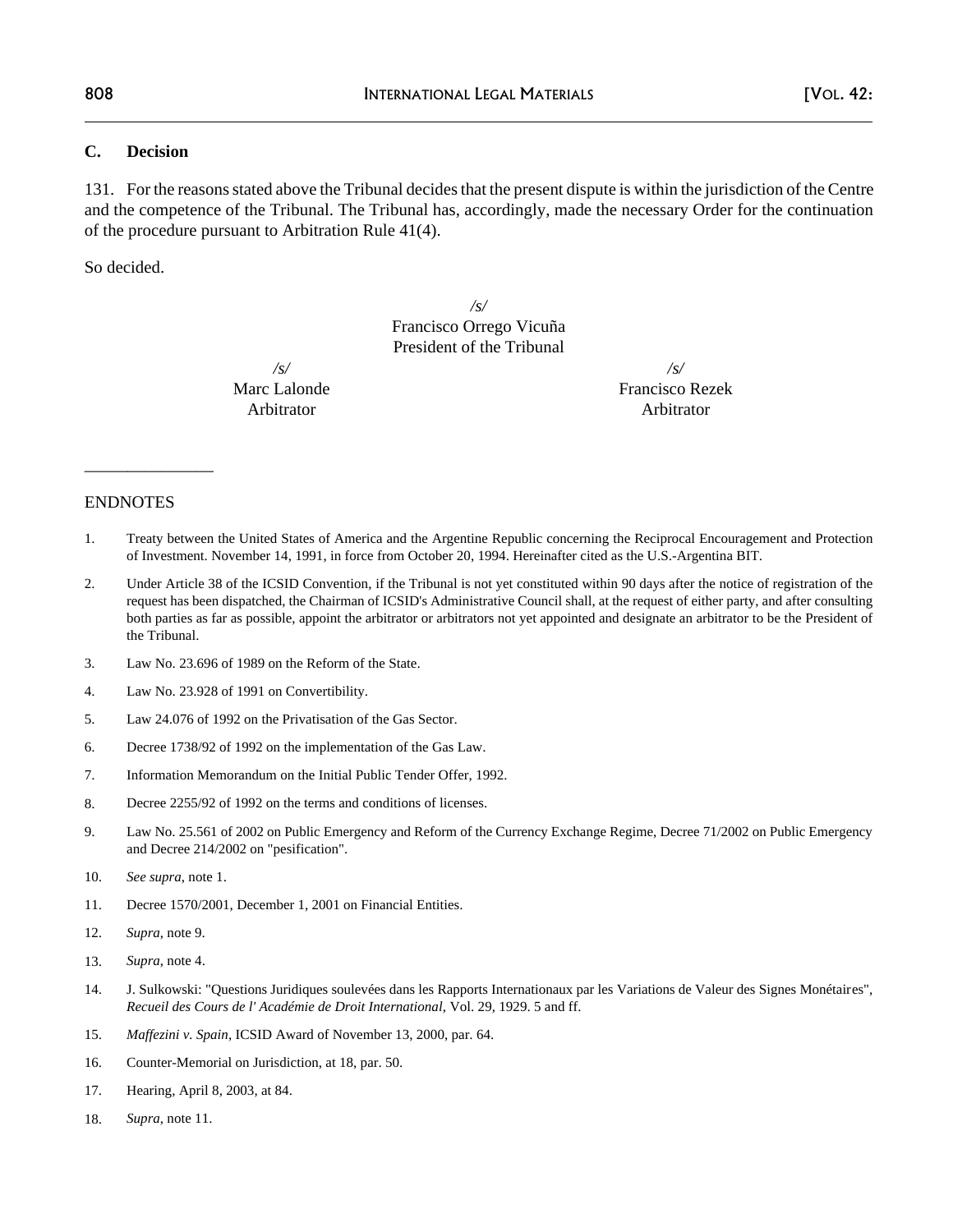### C. Decision

131. For the reasons stated above the Tribunal decides that the present dispute is within the jurisdiction of the Centre and the competence of the Tribunal. The Tribunal has, accordingly, made the necessary Order for the continuation of the procedure pursuant to Arbitration Rule 41(4).

So decided.

*/s/*
Francisco Orrego Vicuña
President of the Tribunal

*/s/*
Marc Lalonde
Arbitrator

*/s/*
Francisco Rezek
Arbitrator

---

ENDNOTES

1. Treaty between the United States of America and the Argentine Republic concerning the Reciprocal Encouragement and Protection of Investment. November 14, 1991, in force from October 20, 1994. Hereinafter cited as the U.S.-Argentina BIT.
2. Under Article 38 of the ICSID Convention, if the Tribunal is not yet constituted within 90 days after the notice of registration of the request has been dispatched, the Chairman of ICSID's Administrative Council shall, at the request of either party, and after consulting both parties as far as possible, appoint the arbitrator or arbitrators not yet appointed and designate an arbitrator to be the President of the Tribunal.
3. Law No. 23.696 of 1989 on the Reform of the State.
4. Law No. 23.928 of 1991 on Convertibility.
5. Law 24.076 of 1992 on the Privatisation of the Gas Sector.
6. Decree 1738/92 of 1992 on the implementation of the Gas Law.
7. Information Memorandum on the Initial Public Tender Offer, 1992.
8. Decree 2255/92 of 1992 on the terms and conditions of licenses.
9. Law No. 25.561 of 2002 on Public Emergency and Reform of the Currency Exchange Regime, Decree 71/2002 on Public Emergency and Decree 214/2002 on "pesification".
10. *See supra*, note 1.
11. Decree 1570/2001, December 1, 2001 on Financial Entities.
12. *Supra*, note 9.
13. *Supra*, note 4.
14. J. Sulkowski: "Questions Juridiques soulevées dans les Rapports Internationaux par les Variations de Valeur des Signes Monétaires", *Recueil des Cours de l' Académie de Droit International*, Vol. 29, 1929. 5 and ff.
15. *Maffezini v. Spain*, ICSID Award of November 13, 2000, par. 64.
16. Counter-Memorial on Jurisdiction, at 18, par. 50.
17. Hearing, April 8, 2003, at 84.
18. *Supra*, note 11.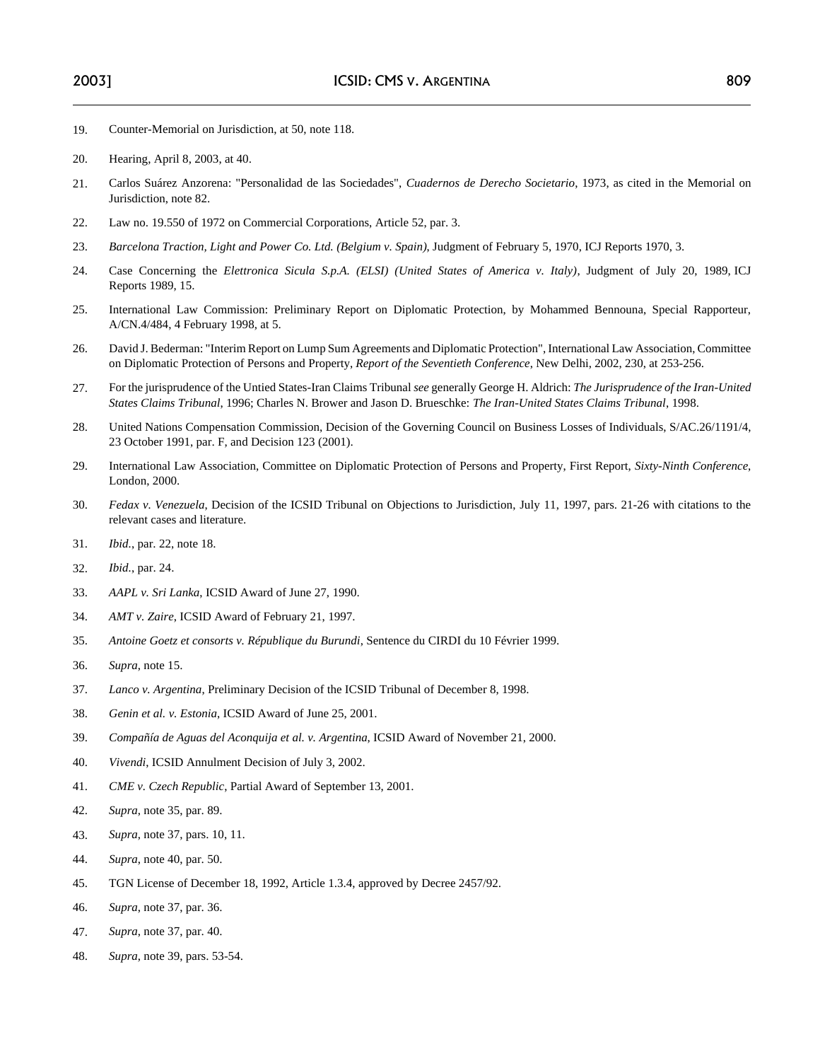19. Counter-Memorial on Jurisdiction, at 50, note 118.

20. Hearing, April 8, 2003, at 40.

21. Carlos Suárez Anzorena: "Personalidad de las Sociedades", *Cuadernos de Derecho Societario*, 1973, as cited in the Memorial on Jurisdiction, note 82.

22. Law no. 19.550 of 1972 on Commercial Corporations, Article 52, par. 3.

23. *Barcelona Traction, Light and Power Co. Ltd. (Belgium v. Spain)*, Judgment of February 5, 1970, ICJ Reports 1970, 3.

24. Case Concerning the *Elettronica Sicula S.p.A. (ELSI) (United States of America v. Italy)*, Judgment of July 20, 1989, ICJ Reports 1989, 15.

25. International Law Commission: Preliminary Report on Diplomatic Protection, by Mohammed Bennouna, Special Rapporteur, A/CN.4/484, 4 February 1998, at 5.

26. David J. Bederman: "Interim Report on Lump Sum Agreements and Diplomatic Protection", International Law Association, Committee on Diplomatic Protection of Persons and Property, *Report of the Seventieth Conference*, New Delhi, 2002, 230, at 253-256.

27. For the jurisprudence of the Untied States-Iran Claims Tribunal *see* generally George H. Aldrich: *The Jurisprudence of the Iran-United States Claims Tribunal*, 1996; Charles N. Brower and Jason D. Brueschke: *The Iran-United States Claims Tribunal*, 1998.

28. United Nations Compensation Commission, Decision of the Governing Council on Business Losses of Individuals, S/AC.26/1191/4, 23 October 1991, par. F, and Decision 123 (2001).

29. International Law Association, Committee on Diplomatic Protection of Persons and Property, First Report, *Sixty-Ninth Conference*, London, 2000.

30. *Fedax v. Venezuela*, Decision of the ICSID Tribunal on Objections to Jurisdiction, July 11, 1997, pars. 21-26 with citations to the relevant cases and literature.

31. *Ibid.*, par. 22, note 18.

32. *Ibid.*, par. 24.

33. *AAPL v. Sri Lanka*, ICSID Award of June 27, 1990.

34. *AMT v. Zaire*, ICSID Award of February 21, 1997.

35. *Antoine Goetz et consorts v. République du Burundi*, Sentence du CIRDI du 10 Février 1999.

36. *Supra*, note 15.

37. *Lanco v. Argentina*, Preliminary Decision of the ICSID Tribunal of December 8, 1998.

38. *Genin et al. v. Estonia*, ICSID Award of June 25, 2001.

39. *Compañía de Aguas del Aconquija et al. v. Argentina*, ICSID Award of November 21, 2000.

40. *Vivendi*, ICSID Annulment Decision of July 3, 2002.

41. *CME v. Czech Republic*, Partial Award of September 13, 2001.

42. *Supra*, note 35, par. 89.

43. *Supra*, note 37, pars. 10, 11.

44. *Supra*, note 40, par. 50.

45. TGN License of December 18, 1992, Article 1.3.4, approved by Decree 2457/92.

46. *Supra*, note 37, par. 36.

47. *Supra*, note 37, par. 40.

48. *Supra*, note 39, pars. 53-54.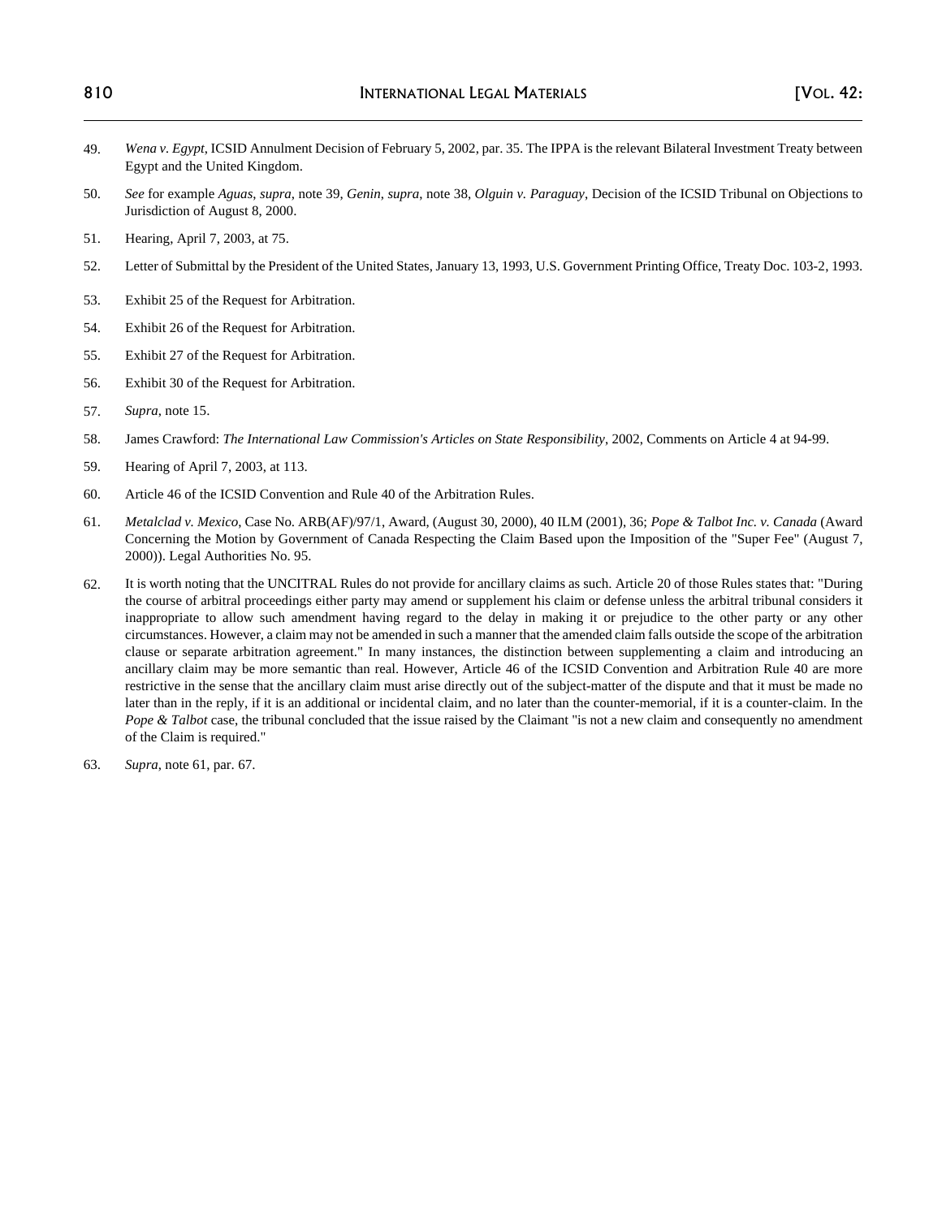49. *Wena v. Egypt*, ICSID Annulment Decision of February 5, 2002, par. 35. The IPPA is the relevant Bilateral Investment Treaty between Egypt and the United Kingdom.

50. *See* for example *Aguas*, *supra*, note 39, *Genin*, *supra*, note 38, *Olguin v. Paraguay*, Decision of the ICSID Tribunal on Objections to Jurisdiction of August 8, 2000.

51. Hearing, April 7, 2003, at 75.

52. Letter of Submittal by the President of the United States, January 13, 1993, U.S. Government Printing Office, Treaty Doc. 103-2, 1993.

53. Exhibit 25 of the Request for Arbitration.

54. Exhibit 26 of the Request for Arbitration.

55. Exhibit 27 of the Request for Arbitration.

56. Exhibit 30 of the Request for Arbitration.

57. *Supra*, note 15.

58. James Crawford: *The International Law Commission's Articles on State Responsibility*, 2002, Comments on Article 4 at 94-99.

59. Hearing of April 7, 2003, at 113.

60. Article 46 of the ICSID Convention and Rule 40 of the Arbitration Rules.

61. *Metalclad v. Mexico*, Case No. ARB(AF)/97/1, Award, (August 30, 2000), 40 ILM (2001), 36; *Pope & Talbot Inc. v. Canada* (Award Concerning the Motion by Government of Canada Respecting the Claim Based upon the Imposition of the "Super Fee" (August 7, 2000)). Legal Authorities No. 95.

62. It is worth noting that the UNCITRAL Rules do not provide for ancillary claims as such. Article 20 of those Rules states that: "During the course of arbitral proceedings either party may amend or supplement his claim or defense unless the arbitral tribunal considers it inappropriate to allow such amendment having regard to the delay in making it or prejudice to the other party or any other circumstances. However, a claim may not be amended in such a manner that the amended claim falls outside the scope of the arbitration clause or separate arbitration agreement." In many instances, the distinction between supplementing a claim and introducing an ancillary claim may be more semantic than real. However, Article 46 of the ICSID Convention and Arbitration Rule 40 are more restrictive in the sense that the ancillary claim must arise directly out of the subject-matter of the dispute and that it must be made no later than in the reply, if it is an additional or incidental claim, and no later than the counter-memorial, if it is a counter-claim. In the *Pope & Talbot* case, the tribunal concluded that the issue raised by the Claimant "is not a new claim and consequently no amendment of the Claim is required."

63. *Supra*, note 61, par. 67.